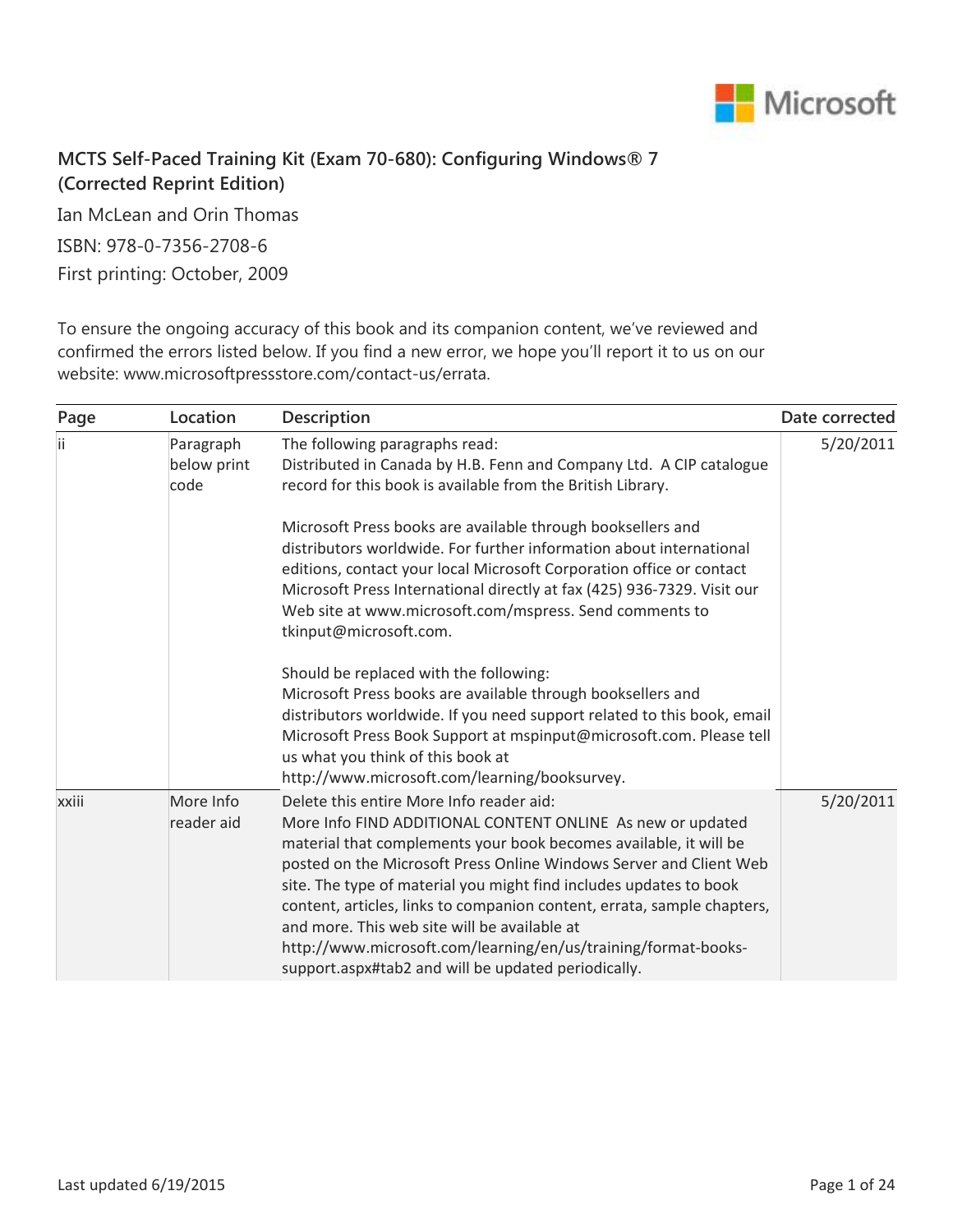## MCTS Self-Paced Training Kit (Exam 70-680): Configuring Windows® 7 (Corrected Reprint Edition)

Ian McLean and Orin Thomas

ISBN: 978-0-7356-2708-6

First printing: October, 2009

To ensure the ongoing accuracy of this book and its companion content, we've reviewed and confirmed the errors listed below. If you find a new error, we hope you'll report it to us on our website: www.microsoftpressstore.com/contact-us/errata.

| Page | Location | Description | Date corrected |
| --- | --- | --- | --- |
| ii | Paragraph below print code | The following paragraphs read:<br>Distributed in Canada by H.B. Fenn and Company Ltd.  A CIP catalogue record for this book is available from the British Library.<br><br>Microsoft Press books are available through booksellers and distributors worldwide. For further information about international editions, contact your local Microsoft Corporation office or contact Microsoft Press International directly at fax (425) 936-7329. Visit our Web site at www.microsoft.com/mspress. Send comments to tkinput@microsoft.com.<br><br>Should be replaced with the following:<br>Microsoft Press books are available through booksellers and distributors worldwide. If you need support related to this book, email Microsoft Press Book Support at mspinput@microsoft.com. Please tell us what you think of this book at http://www.microsoft.com/learning/booksurvey. | 5/20/2011 |
| xxiii | More Info reader aid | Delete this entire More Info reader aid:<br>More Info FIND ADDITIONAL CONTENT ONLINE  As new or updated material that complements your book becomes available, it will be posted on the Microsoft Press Online Windows Server and Client Web site. The type of material you might find includes updates to book content, articles, links to companion content, errata, sample chapters, and more. This web site will be available at http://www.microsoft.com/learning/en/us/training/format-books-support.aspx#tab2 and will be updated periodically. | 5/20/2011 |

Last updated 6/19/2015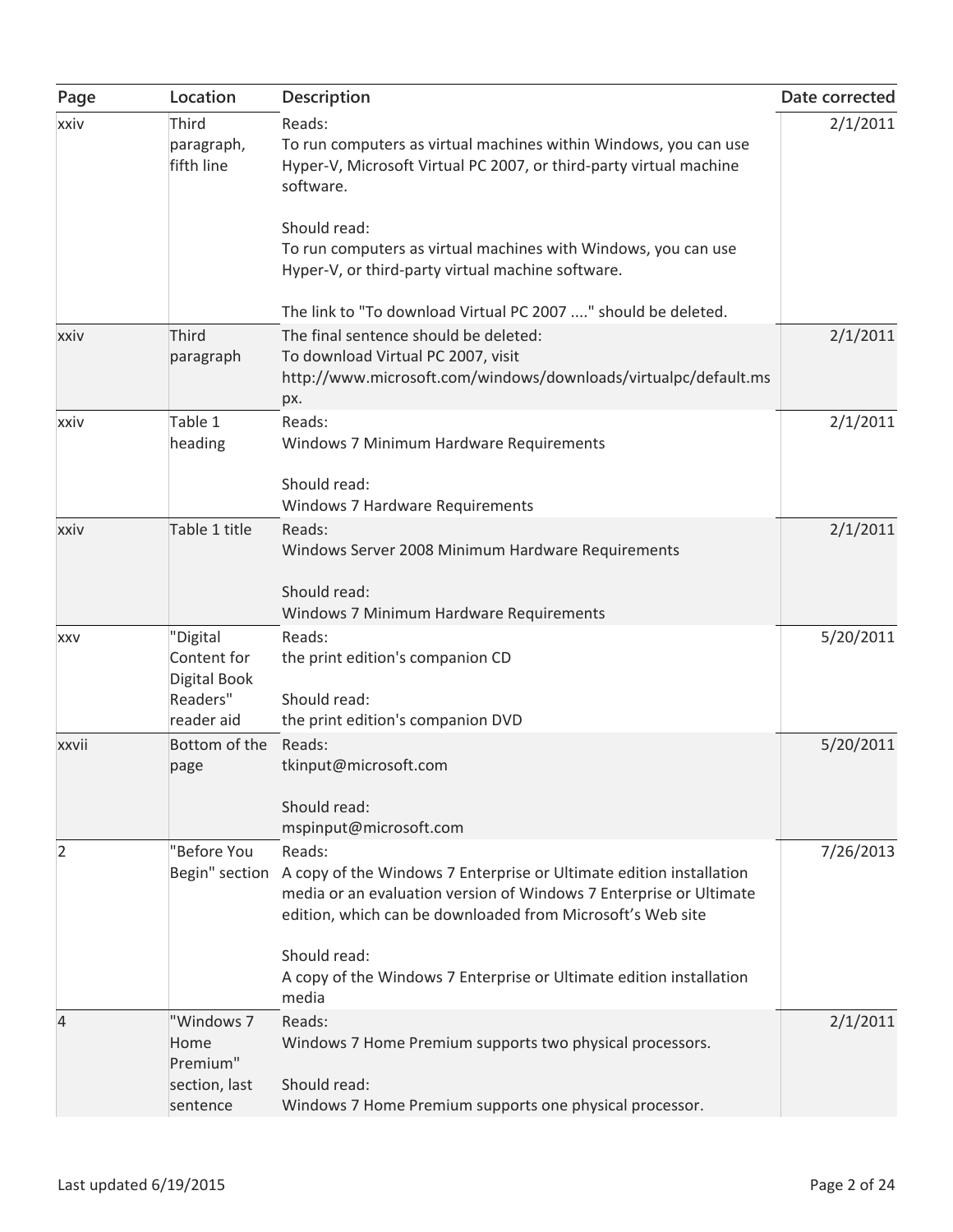| Page | Location | Description | Date corrected |
| --- | --- | --- | --- |
| xxiv | Third paragraph, fifth line | Reads:<br>To run computers as virtual machines within Windows, you can use Hyper-V, Microsoft Virtual PC 2007, or third-party virtual machine software.<br><br>Should read:<br>To run computers as virtual machines with Windows, you can use Hyper-V, or third-party virtual machine software.<br><br>The link to "To download Virtual PC 2007 ...." should be deleted. | 2/1/2011 |
| xxiv | Third paragraph | The final sentence should be deleted:<br>To download Virtual PC 2007, visit http://www.microsoft.com/windows/downloads/virtualpc/default.mspx. | 2/1/2011 |
| xxiv | Table 1 heading | Reads:<br>Windows 7 Minimum Hardware Requirements<br><br>Should read:<br>Windows 7 Hardware Requirements | 2/1/2011 |
| xxiv | Table 1 title | Reads:<br>Windows Server 2008 Minimum Hardware Requirements<br><br>Should read:<br>Windows 7 Minimum Hardware Requirements | 2/1/2011 |
| xxv | "Digital Content for Digital Book Readers" reader aid | Reads:<br>the print edition's companion CD<br><br>Should read:<br>the print edition's companion DVD | 5/20/2011 |
| xxvii | Bottom of the page | Reads:<br>tkinput@microsoft.com<br><br>Should read:<br>mspinput@microsoft.com | 5/20/2011 |
| 2 | "Before You Begin" section | Reads:<br>A copy of the Windows 7 Enterprise or Ultimate edition installation media or an evaluation version of Windows 7 Enterprise or Ultimate edition, which can be downloaded from Microsoft's Web site<br><br>Should read:<br>A copy of the Windows 7 Enterprise or Ultimate edition installation media | 7/26/2013 |
| 4 | "Windows 7 Home Premium" section, last sentence | Reads:<br>Windows 7 Home Premium supports two physical processors.<br><br>Should read:<br>Windows 7 Home Premium supports one physical processor. | 2/1/2011 |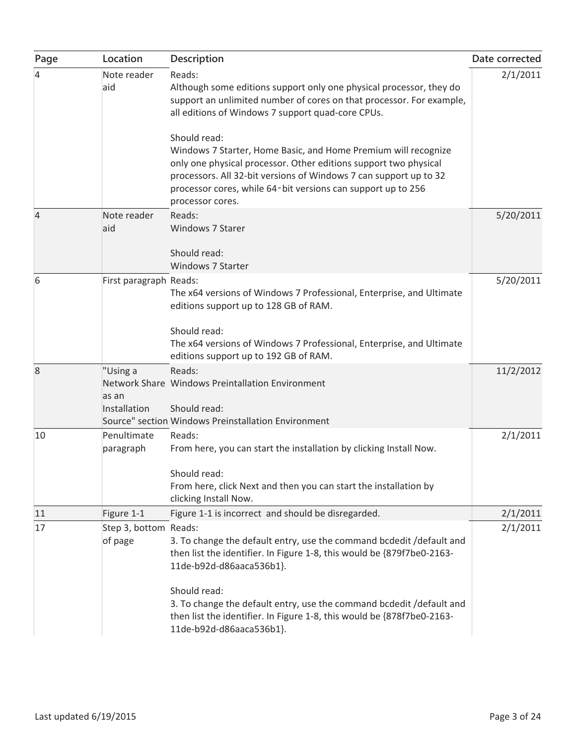| Page | Location | Description | Date corrected |
|---|---|---|---|
| 4 | Note reader aid | Reads:<br>Although some editions support only one physical processor, they do support an unlimited number of cores on that processor. For example, all editions of Windows 7 support quad-core CPUs.<br><br>Should read:<br>Windows 7 Starter, Home Basic, and Home Premium will recognize only one physical processor. Other editions support two physical processors. All 32-bit versions of Windows 7 can support up to 32 processor cores, while 64-bit versions can support up to 256 processor cores. | 2/1/2011 |
| 4 | Note reader aid | Reads:<br>Windows 7 Starer<br><br>Should read:<br>Windows 7 Starter | 5/20/2011 |
| 6 | First paragraph | Reads:<br>The x64 versions of Windows 7 Professional, Enterprise, and Ultimate editions support up to 128 GB of RAM.<br><br>Should read:<br>The x64 versions of Windows 7 Professional, Enterprise, and Ultimate editions support up to 192 GB of RAM. | 5/20/2011 |
| 8 | "Using a Network Share as an Installation Source" section | Reads:<br>Windows Preintallation Environment<br><br>Should read:<br>Windows Preinstallation Environment | 11/2/2012 |
| 10 | Penultimate paragraph | Reads:<br>From here, you can start the installation by clicking Install Now.<br><br>Should read:<br>From here, click Next and then you can start the installation by clicking Install Now. | 2/1/2011 |
| 11 | Figure 1-1 | Figure 1-1 is incorrect and should be disregarded. | 2/1/2011 |
| 17 | Step 3, bottom of page | Reads:<br>3. To change the default entry, use the command bcdedit /default and then list the identifier. In Figure 1-8, this would be {879f7be0-2163-11de-b92d-d86aaca536b1}.<br><br>Should read:<br>3. To change the default entry, use the command bcdedit /default and then list the identifier. In Figure 1-8, this would be {878f7be0-2163-11de-b92d-d86aaca536b1}. | 2/1/2011 |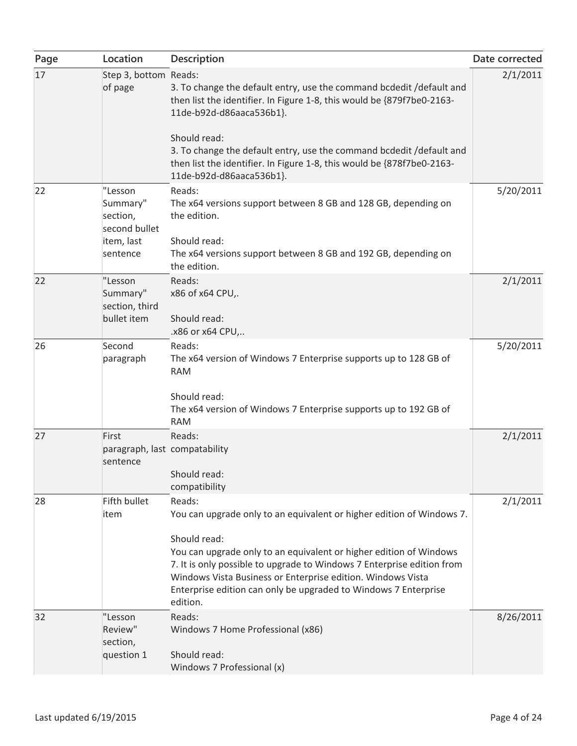| Page | Location | Description | Date corrected |
| --- | --- | --- | --- |
| 17 | Step 3, bottom of page | Reads:<br>3. To change the default entry, use the command bcdedit /default and then list the identifier. In Figure 1-8, this would be {879f7be0-2163-11de-b92d-d86aaca536b1}.<br><br>Should read:<br>3. To change the default entry, use the command bcdedit /default and then list the identifier. In Figure 1-8, this would be {878f7be0-2163-11de-b92d-d86aaca536b1}. | 2/1/2011 |
| 22 | "Lesson Summary" section, second bullet item, last sentence | Reads:<br>The x64 versions support between 8 GB and 128 GB, depending on the edition.<br><br>Should read:<br>The x64 versions support between 8 GB and 192 GB, depending on the edition. | 5/20/2011 |
| 22 | "Lesson Summary" section, third bullet item | Reads:<br>x86 of x64 CPU,.<br><br>Should read:<br>.x86 or x64 CPU,.. | 2/1/2011 |
| 26 | Second paragraph | Reads:<br>The x64 version of Windows 7 Enterprise supports up to 128 GB of RAM<br><br>Should read:<br>The x64 version of Windows 7 Enterprise supports up to 192 GB of RAM | 5/20/2011 |
| 27 | First paragraph, last sentence | Reads:<br>compatability<br><br>Should read:<br>compatibility | 2/1/2011 |
| 28 | Fifth bullet item | Reads:<br>You can upgrade only to an equivalent or higher edition of Windows 7.<br><br>Should read:<br>You can upgrade only to an equivalent or higher edition of Windows 7. It is only possible to upgrade to Windows 7 Enterprise edition from Windows Vista Business or Enterprise edition. Windows Vista Enterprise edition can only be upgraded to Windows 7 Enterprise edition. | 2/1/2011 |
| 32 | "Lesson Review" section, question 1 | Reads:<br>Windows 7 Home Professional (x86)<br><br>Should read:<br>Windows 7 Professional (x) | 8/26/2011 |

Last updated 6/19/2015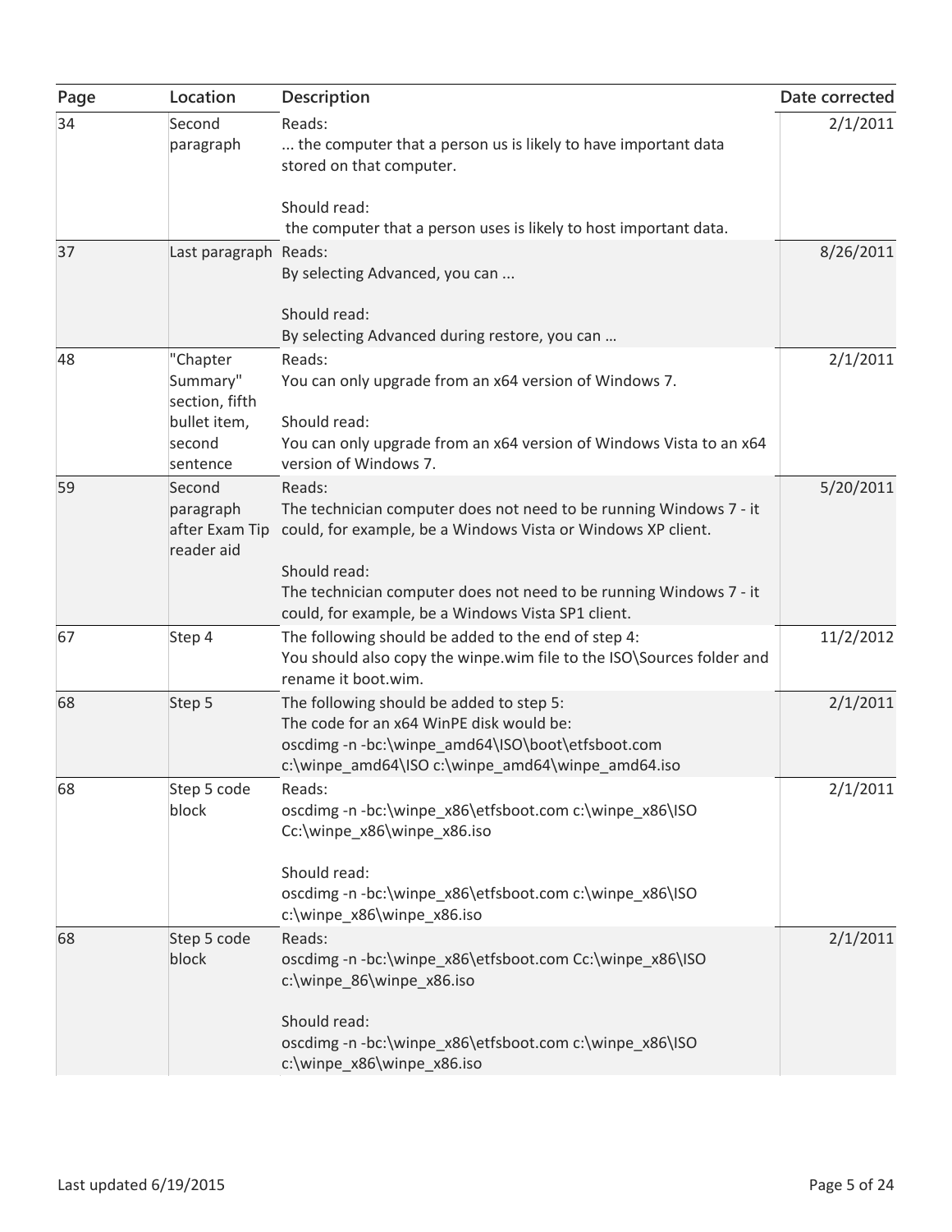| Page | Location | Description | Date corrected |
| --- | --- | --- | --- |
| 34 | Second paragraph | Reads:<br>... the computer that a person us is likely to have important data stored on that computer.<br><br>Should read:<br>the computer that a person uses is likely to host important data. | 2/1/2011 |
| 37 | Last paragraph | Reads:<br>By selecting Advanced, you can ...<br><br>Should read:<br>By selecting Advanced during restore, you can … | 8/26/2011 |
| 48 | "Chapter Summary" section, fifth bullet item, second sentence | Reads:<br>You can only upgrade from an x64 version of Windows 7.<br><br>Should read:<br>You can only upgrade from an x64 version of Windows Vista to an x64 version of Windows 7. | 2/1/2011 |
| 59 | Second paragraph after Exam Tip reader aid | Reads:<br>The technician computer does not need to be running Windows 7 - it could, for example, be a Windows Vista or Windows XP client.<br><br>Should read:<br>The technician computer does not need to be running Windows 7 - it could, for example, be a Windows Vista SP1 client. | 5/20/2011 |
| 67 | Step 4 | The following should be added to the end of step 4:<br>You should also copy the winpe.wim file to the ISO\Sources folder and rename it boot.wim. | 11/2/2012 |
| 68 | Step 5 | The following should be added to step 5:<br>The code for an x64 WinPE disk would be:<br>oscdimg -n -bc:\winpe_amd64\ISO\boot\etfsboot.com c:\winpe_amd64\ISO c:\winpe_amd64\winpe_amd64.iso | 2/1/2011 |
| 68 | Step 5 code block | Reads:<br>oscdimg -n -bc:\winpe_x86\etfsboot.com c:\winpe_x86\ISO Cc:\winpe_x86\winpe_x86.iso<br><br>Should read:<br>oscdimg -n -bc:\winpe_x86\etfsboot.com c:\winpe_x86\ISO c:\winpe_x86\winpe_x86.iso | 2/1/2011 |
| 68 | Step 5 code block | Reads:<br>oscdimg -n -bc:\winpe_x86\etfsboot.com Cc:\winpe_x86\ISO c:\winpe_86\winpe_x86.iso<br><br>Should read:<br>oscdimg -n -bc:\winpe_x86\etfsboot.com c:\winpe_x86\ISO c:\winpe_x86\winpe_x86.iso | 2/1/2011 |

Last updated 6/19/2015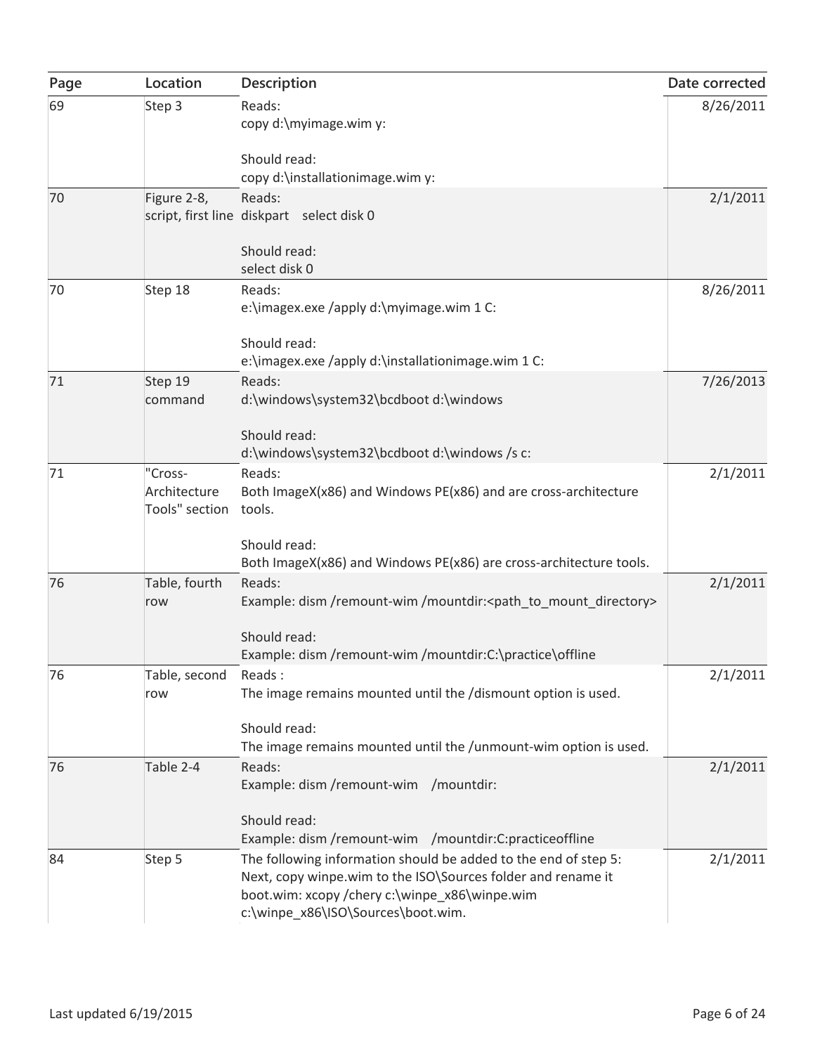| Page | Location | Description | Date corrected |
| --- | --- | --- | --- |
| 69 | Step 3 | Reads:<br>copy d:\myimage.wim y:<br><br>Should read:<br>copy d:\installationimage.wim y: | 8/26/2011 |
| 70 | Figure 2-8, script, first line | Reads:<br>diskpart select disk 0<br><br>Should read:<br>select disk 0 | 2/1/2011 |
| 70 | Step 18 | Reads:<br>e:\imagex.exe /apply d:\myimage.wim 1 C:<br><br>Should read:<br>e:\imagex.exe /apply d:\installationimage.wim 1 C: | 8/26/2011 |
| 71 | Step 19 command | Reads:<br>d:\windows\system32\bcdboot d:\windows<br><br>Should read:<br>d:\windows\system32\bcdboot d:\windows /s c: | 7/26/2013 |
| 71 | "Cross-Architecture Tools" section | Reads:<br>Both ImageX(x86) and Windows PE(x86) and are cross-architecture tools.<br><br>Should read:<br>Both ImageX(x86) and Windows PE(x86) are cross-architecture tools. | 2/1/2011 |
| 76 | Table, fourth row | Reads:<br>Example: dism /remount-wim /mountdir:<path_to_mount_directory><br><br>Should read:<br>Example: dism /remount-wim /mountdir:C:\practice\offline | 2/1/2011 |
| 76 | Table, second row | Reads :<br>The image remains mounted until the /dismount option is used.<br><br>Should read:<br>The image remains mounted until the /unmount-wim option is used. | 2/1/2011 |
| 76 | Table 2-4 | Reads:<br>Example: dism /remount-wim /mountdir:<br><br>Should read:<br>Example: dism /remount-wim /mountdir:C:practiceoffline | 2/1/2011 |
| 84 | Step 5 | The following information should be added to the end of step 5:<br>Next, copy winpe.wim to the ISO\Sources folder and rename it boot.wim: xcopy /chery c:\winpe_x86\winpe.wim c:\winpe_x86\ISO\Sources\boot.wim. | 2/1/2011 |

Last updated 6/19/2015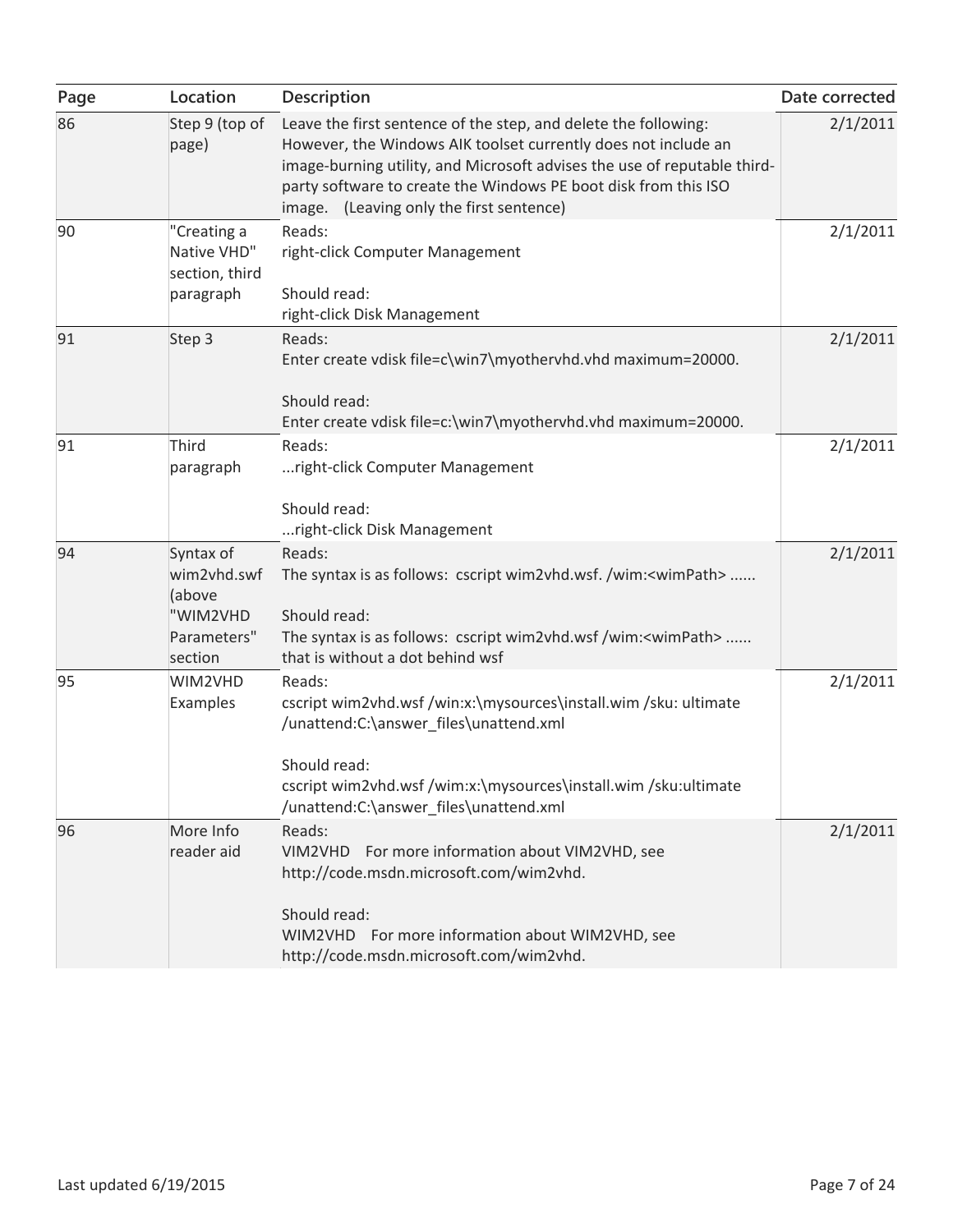| Page | Location | Description | Date corrected |
| --- | --- | --- | --- |
| 86 | Step 9 (top of page) | Leave the first sentence of the step, and delete the following: However, the Windows AIK toolset currently does not include an image-burning utility, and Microsoft advises the use of reputable third-party software to create the Windows PE boot disk from this ISO image. (Leaving only the first sentence) | 2/1/2011 |
| 90 | "Creating a Native VHD" section, third paragraph | Reads:<br>right-click Computer Management<br><br>Should read:<br>right-click Disk Management | 2/1/2011 |
| 91 | Step 3 | Reads:<br>Enter create vdisk file=c\win7\myothervhd.vhd maximum=20000.<br><br>Should read:<br>Enter create vdisk file=c:\win7\myothervhd.vhd maximum=20000. | 2/1/2011 |
| 91 | Third paragraph | Reads:<br>...right-click Computer Management<br><br>Should read:<br>...right-click Disk Management | 2/1/2011 |
| 94 | Syntax of wim2vhd.swf (above "WIM2VHD Parameters" section | Reads:<br>The syntax is as follows: cscript wim2vhd.wsf. /wim:<wimPath> ......<br><br>Should read:<br>The syntax is as follows: cscript wim2vhd.wsf /wim:<wimPath> ......<br>that is without a dot behind wsf | 2/1/2011 |
| 95 | WIM2VHD Examples | Reads:<br>cscript wim2vhd.wsf /win:x:\mysources\install.wim /sku: ultimate /unattend:C:\answer_files\unattend.xml<br><br>Should read:<br>cscript wim2vhd.wsf /wim:x:\mysources\install.wim /sku:ultimate /unattend:C:\answer_files\unattend.xml | 2/1/2011 |
| 96 | More Info reader aid | Reads:<br>VIM2VHD For more information about VIM2VHD, see http://code.msdn.microsoft.com/wim2vhd.<br><br>Should read:<br>WIM2VHD For more information about WIM2VHD, see http://code.msdn.microsoft.com/wim2vhd. | 2/1/2011 |

Last updated 6/19/2015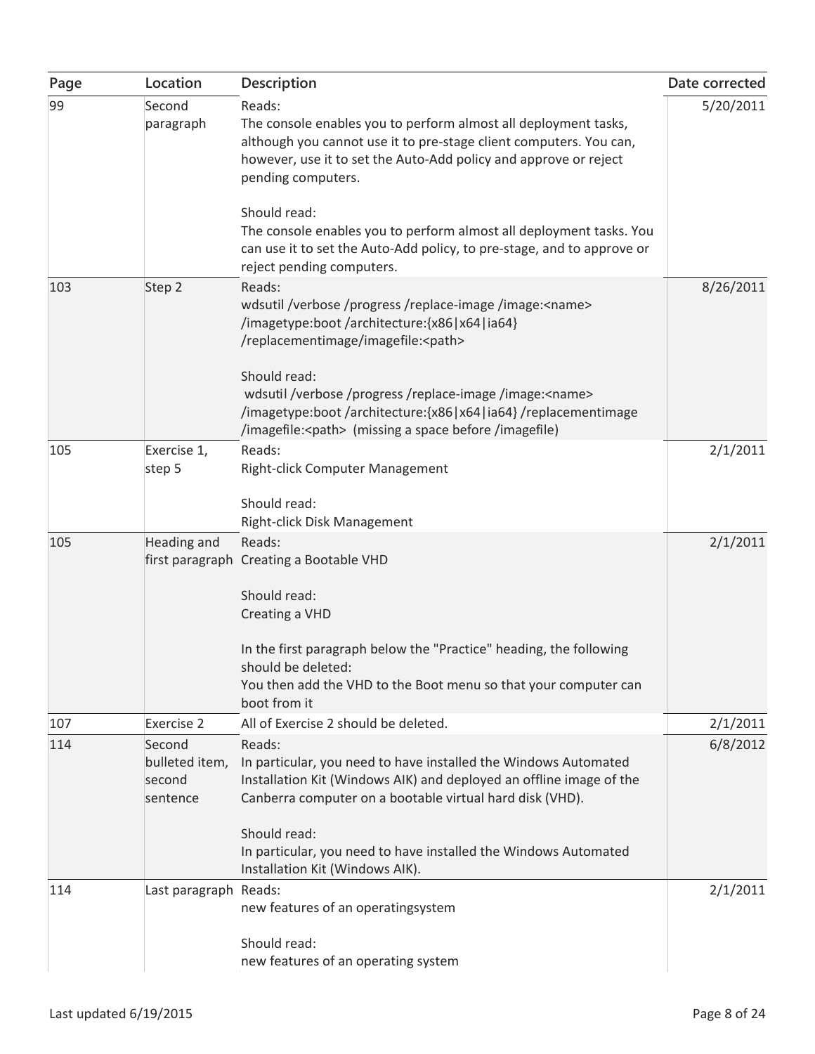| Page | Location | Description | Date corrected |
|---|---|---|---|
| 99 | Second paragraph | Reads:<br>The console enables you to perform almost all deployment tasks, although you cannot use it to pre-stage client computers. You can, however, use it to set the Auto-Add policy and approve or reject pending computers.<br><br>Should read:<br>The console enables you to perform almost all deployment tasks. You can use it to set the Auto-Add policy, to pre-stage, and to approve or reject pending computers. | 5/20/2011 |
| 103 | Step 2 | Reads:<br>wdsutil /verbose /progress /replace-image /image:<name> /imagetype:boot /architecture:{x86\|x64\|ia64} /replacementimage/imagefile:<path><br><br>Should read:<br>wdsutil /verbose /progress /replace-image /image:<name> /imagetype:boot /architecture:{x86\|x64\|ia64} /replacementimage /imagefile:<path> (missing a space before /imagefile) | 8/26/2011 |
| 105 | Exercise 1, step 5 | Reads:<br>Right-click Computer Management<br><br>Should read:<br>Right-click Disk Management | 2/1/2011 |
| 105 | Heading and first paragraph | Reads:<br>Creating a Bootable VHD<br><br>Should read:<br>Creating a VHD<br><br>In the first paragraph below the "Practice" heading, the following should be deleted:<br>You then add the VHD to the Boot menu so that your computer can boot from it | 2/1/2011 |
| 107 | Exercise 2 | All of Exercise 2 should be deleted. | 2/1/2011 |
| 114 | Second bulleted item, second sentence | Reads:<br>In particular, you need to have installed the Windows Automated Installation Kit (Windows AIK) and deployed an offline image of the Canberra computer on a bootable virtual hard disk (VHD).<br><br>Should read:<br>In particular, you need to have installed the Windows Automated Installation Kit (Windows AIK). | 6/8/2012 |
| 114 | Last paragraph | Reads:<br>new features of an operatingsystem<br><br>Should read:<br>new features of an operating system | 2/1/2011 |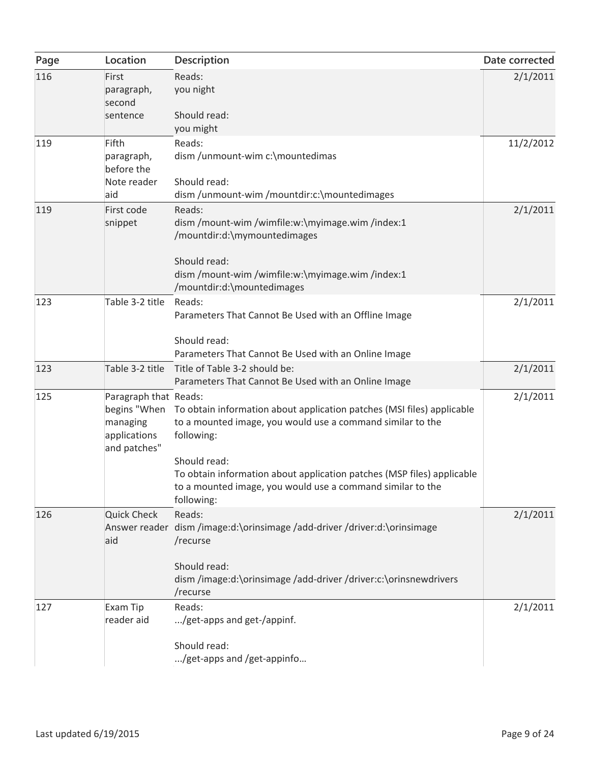| Page | Location | Description | Date corrected |
|---|---|---|---|
| 116 | First paragraph, second sentence | Reads:<br>you night<br><br>Should read:<br>you might | 2/1/2011 |
| 119 | Fifth paragraph, before the Note reader aid | Reads:<br>dism /unmount-wim c:\mountedimas<br><br>Should read:<br>dism /unmount-wim /mountdir:c:\mountedimages | 11/2/2012 |
| 119 | First code snippet | Reads:<br>dism /mount-wim /wimfile:w:\myimage.wim /index:1 /mountdir:d:\mymountedimages<br><br>Should read:<br>dism /mount-wim /wimfile:w:\myimage.wim /index:1 /mountdir:d:\mountedimages | 2/1/2011 |
| 123 | Table 3-2 title | Reads:<br>Parameters That Cannot Be Used with an Offline Image<br><br>Should read:<br>Parameters That Cannot Be Used with an Online Image | 2/1/2011 |
| 123 | Table 3-2 title | Title of Table 3-2 should be:<br>Parameters That Cannot Be Used with an Online Image | 2/1/2011 |
| 125 | Paragraph that begins "When managing applications and patches" | Reads:<br>To obtain information about application patches (MSI files) applicable to a mounted image, you would use a command similar to the following:<br><br>Should read:<br>To obtain information about application patches (MSP files) applicable to a mounted image, you would use a command similar to the following: | 2/1/2011 |
| 126 | Quick Check Answer reader aid | Reads:<br>dism /image:d:\orinsimage /add-driver /driver:d:\orinsimage /recurse<br><br>Should read:<br>dism /image:d:\orinsimage /add-driver /driver:c:\orinsnewdrivers /recurse | 2/1/2011 |
| 127 | Exam Tip reader aid | Reads:<br>.../get-apps and get-/appinf.<br><br>Should read:<br>.../get-apps and /get-appinfo… | 2/1/2011 |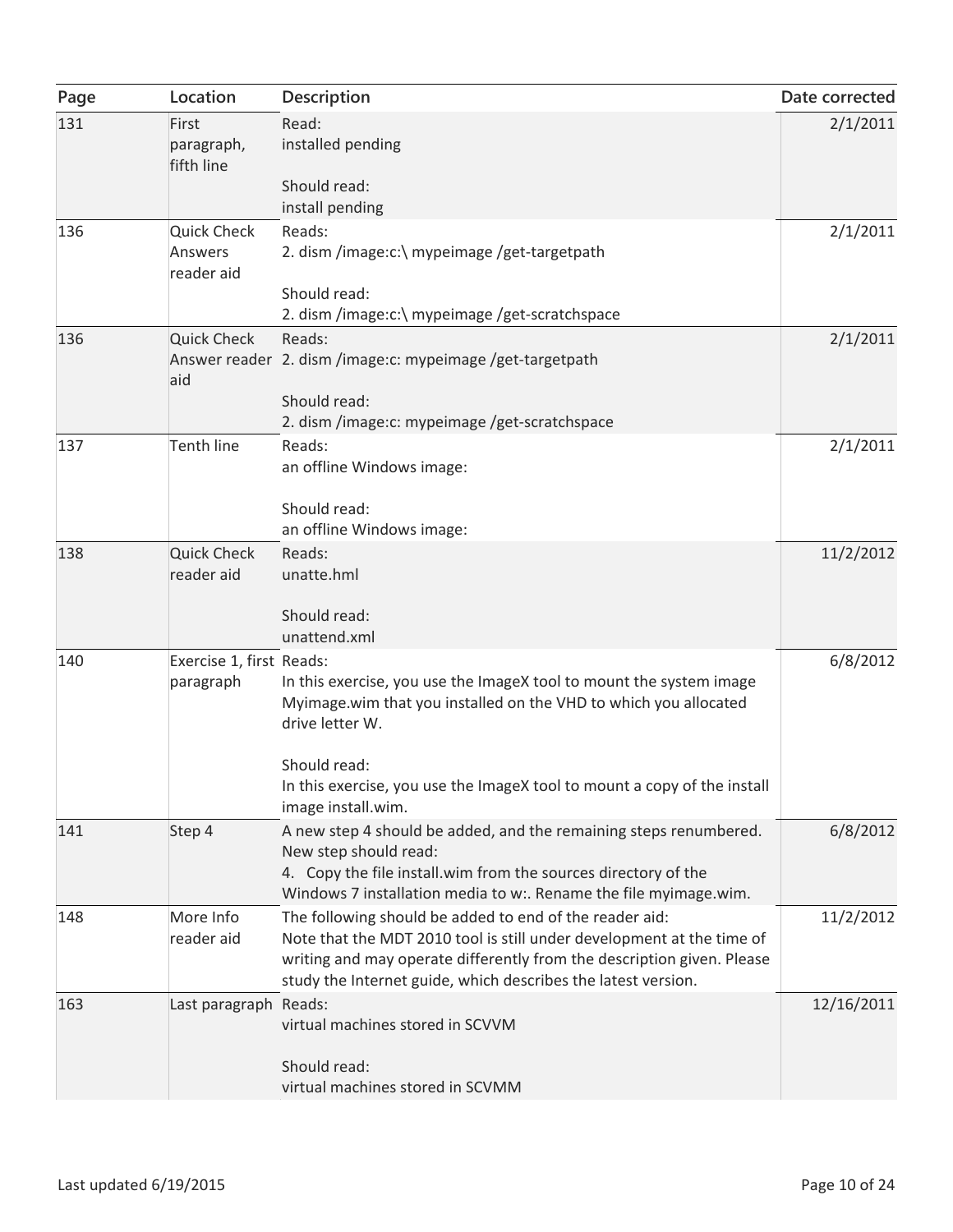| Page | Location | Description | Date corrected |
| --- | --- | --- | --- |
| 131 | First paragraph, fifth line | Read:<br>installed pending<br><br>Should read:<br>install pending | 2/1/2011 |
| 136 | Quick Check Answers reader aid | Reads:<br>2. dism /image:c:\ mypeimage /get-targetpath<br><br>Should read:<br>2. dism /image:c:\ mypeimage /get-scratchspace | 2/1/2011 |
| 136 | Quick Check Answer reader aid | Reads:<br>2. dism /image:c: mypeimage /get-targetpath<br><br>Should read:<br>2. dism /image:c: mypeimage /get-scratchspace | 2/1/2011 |
| 137 | Tenth line | Reads:<br>an offline Windows image:<br><br>Should read:<br>an offline Windows image: | 2/1/2011 |
| 138 | Quick Check reader aid | Reads:<br>unatte.hml<br><br>Should read:<br>unattend.xml | 11/2/2012 |
| 140 | Exercise 1, first paragraph | Reads:<br>In this exercise, you use the ImageX tool to mount the system image Myimage.wim that you installed on the VHD to which you allocated drive letter W.<br><br>Should read:<br>In this exercise, you use the ImageX tool to mount a copy of the install image install.wim. | 6/8/2012 |
| 141 | Step 4 | A new step 4 should be added, and the remaining steps renumbered. New step should read:<br>4. Copy the file install.wim from the sources directory of the Windows 7 installation media to w:. Rename the file myimage.wim. | 6/8/2012 |
| 148 | More Info reader aid | The following should be added to end of the reader aid:<br>Note that the MDT 2010 tool is still under development at the time of writing and may operate differently from the description given. Please study the Internet guide, which describes the latest version. | 11/2/2012 |
| 163 | Last paragraph | Reads:<br>virtual machines stored in SCVVM<br><br>Should read:<br>virtual machines stored in SCVMM | 12/16/2011 |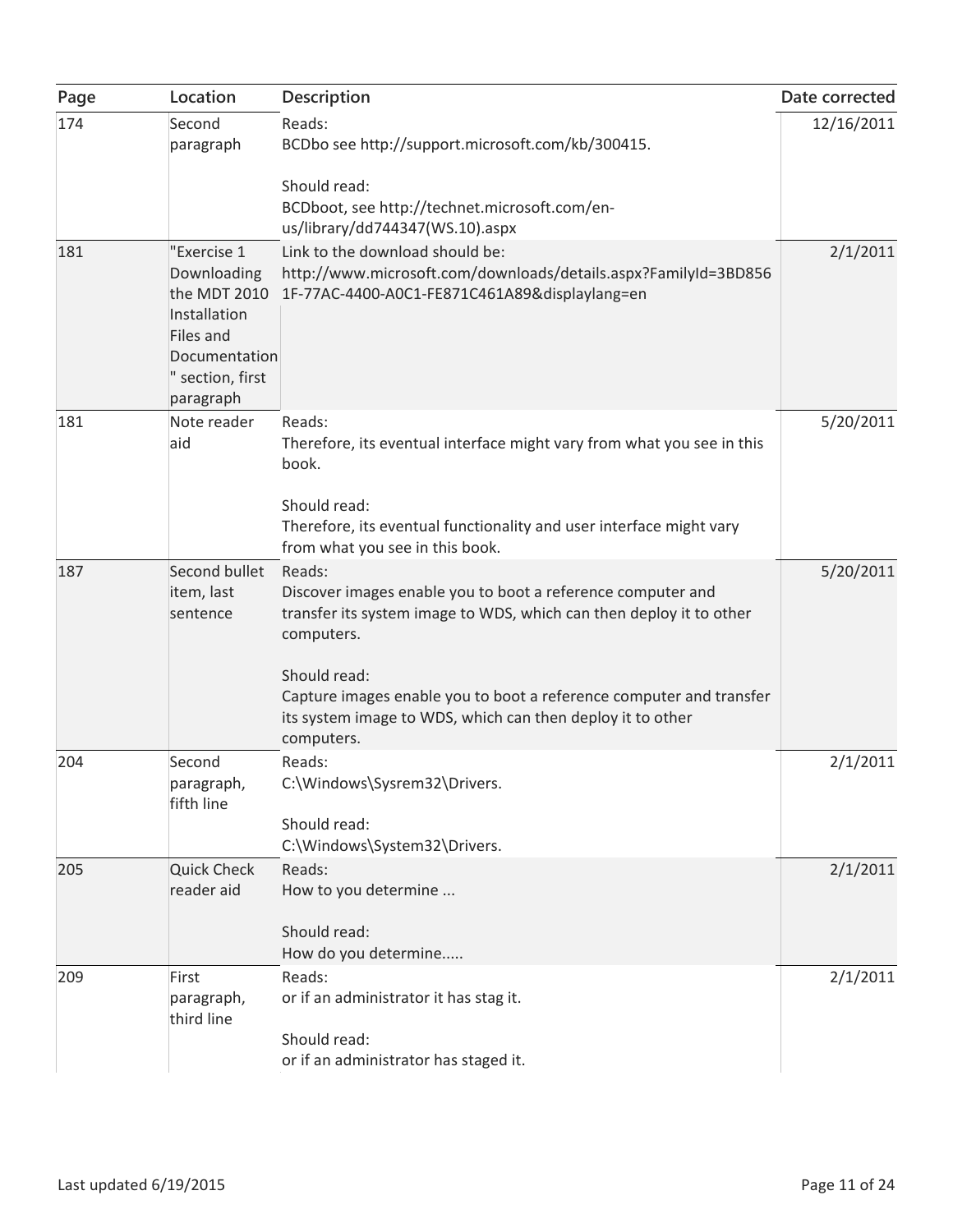| Page | Location | Description | Date corrected |
|---|---|---|---|
| 174 | Second paragraph | Reads:<br>BCDbo see http://support.microsoft.com/kb/300415.<br><br>Should read:<br>BCDboot, see http://technet.microsoft.com/en-us/library/dd744347(WS.10).aspx | 12/16/2011 |
| 181 | "Exercise 1 Downloading the MDT 2010 Installation Files and Documentation" section, first paragraph | Link to the download should be:<br>http://www.microsoft.com/downloads/details.aspx?FamilyId=3BD8561F-77AC-4400-A0C1-FE871C461A89&displaylang=en | 2/1/2011 |
| 181 | Note reader aid | Reads:<br>Therefore, its eventual interface might vary from what you see in this book.<br><br>Should read:<br>Therefore, its eventual functionality and user interface might vary from what you see in this book. | 5/20/2011 |
| 187 | Second bullet item, last sentence | Reads:<br>Discover images enable you to boot a reference computer and transfer its system image to WDS, which can then deploy it to other computers.<br><br>Should read:<br>Capture images enable you to boot a reference computer and transfer its system image to WDS, which can then deploy it to other computers. | 5/20/2011 |
| 204 | Second paragraph, fifth line | Reads:<br>C:\Windows\Sysrem32\Drivers.<br><br>Should read:<br>C:\Windows\System32\Drivers. | 2/1/2011 |
| 205 | Quick Check reader aid | Reads:<br>How to you determine ...<br><br>Should read:<br>How do you determine..... | 2/1/2011 |
| 209 | First paragraph, third line | Reads:<br>or if an administrator it has stag it.<br><br>Should read:<br>or if an administrator has staged it. | 2/1/2011 |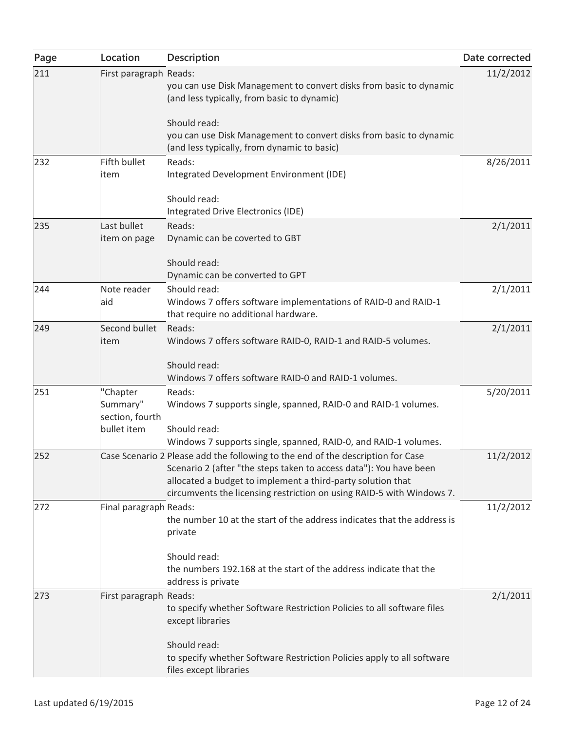| Page | Location | Description | Date corrected |
| --- | --- | --- | --- |
| 211 | First paragraph | Reads:<br>you can use Disk Management to convert disks from basic to dynamic (and less typically, from basic to dynamic)<br><br>Should read:<br>you can use Disk Management to convert disks from basic to dynamic (and less typically, from dynamic to basic) | 11/2/2012 |
| 232 | Fifth bullet item | Reads:<br>Integrated Development Environment (IDE)<br><br>Should read:<br>Integrated Drive Electronics (IDE) | 8/26/2011 |
| 235 | Last bullet item on page | Reads:<br>Dynamic can be coverted to GBT<br><br>Should read:<br>Dynamic can be converted to GPT | 2/1/2011 |
| 244 | Note reader aid | Should read:<br>Windows 7 offers software implementations of RAID-0 and RAID-1 that require no additional hardware. | 2/1/2011 |
| 249 | Second bullet item | Reads:<br>Windows 7 offers software RAID-0, RAID-1 and RAID-5 volumes.<br><br>Should read:<br>Windows 7 offers software RAID-0 and RAID-1 volumes. | 2/1/2011 |
| 251 | "Chapter Summary" section, fourth bullet item | Reads:<br>Windows 7 supports single, spanned, RAID-0 and RAID-1 volumes.<br><br>Should read:<br>Windows 7 supports single, spanned, RAID-0, and RAID-1 volumes. | 5/20/2011 |
| 252 | Case Scenario 2 | Please add the following to the end of the description for Case Scenario 2 (after "the steps taken to access data"): You have been allocated a budget to implement a third-party solution that circumvents the licensing restriction on using RAID-5 with Windows 7. | 11/2/2012 |
| 272 | Final paragraph | Reads:<br>the number 10 at the start of the address indicates that the address is private<br><br>Should read:<br>the numbers 192.168 at the start of the address indicate that the address is private | 11/2/2012 |
| 273 | First paragraph | Reads:<br>to specify whether Software Restriction Policies to all software files except libraries<br><br>Should read:<br>to specify whether Software Restriction Policies apply to all software files except libraries | 2/1/2011 |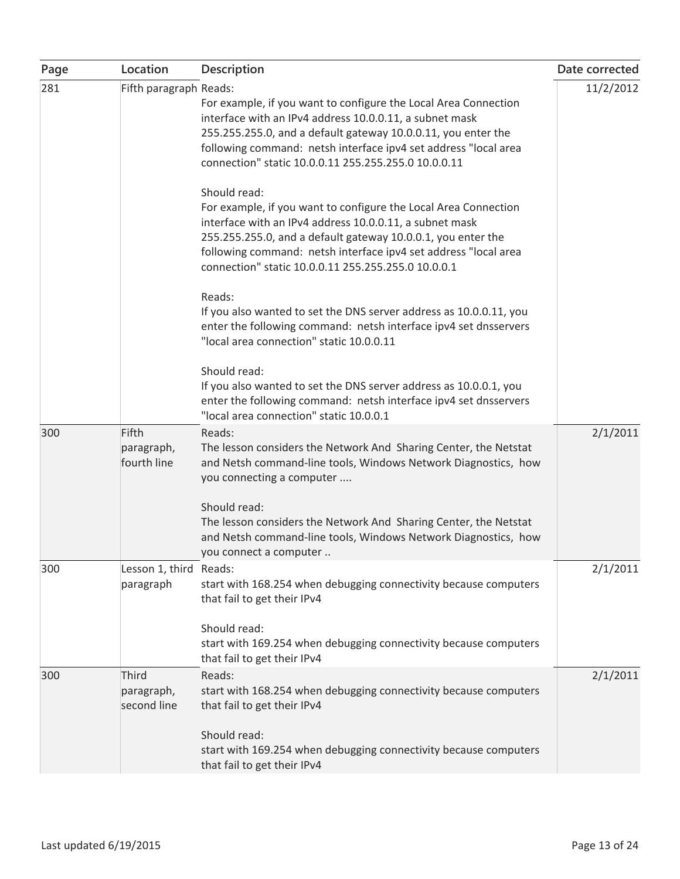| Page | Location | Description | Date corrected |
|---|---|---|---|
| 281 | Fifth paragraph | Reads:<br>For example, if you want to configure the Local Area Connection interface with an IPv4 address 10.0.0.11, a subnet mask 255.255.255.0, and a default gateway 10.0.0.11, you enter the following command: netsh interface ipv4 set address "local area connection" static 10.0.0.11 255.255.255.0 10.0.0.11<br><br>Should read:<br>For example, if you want to configure the Local Area Connection interface with an IPv4 address 10.0.0.11, a subnet mask 255.255.255.0, and a default gateway 10.0.0.1, you enter the following command: netsh interface ipv4 set address "local area connection" static 10.0.0.11 255.255.255.0 10.0.0.1<br><br>Reads:<br>If you also wanted to set the DNS server address as 10.0.0.11, you enter the following command: netsh interface ipv4 set dnsservers "local area connection" static 10.0.0.11<br><br>Should read:<br>If you also wanted to set the DNS server address as 10.0.0.1, you enter the following command: netsh interface ipv4 set dnsservers "local area connection" static 10.0.0.1 | 11/2/2012 |
| 300 | Fifth paragraph, fourth line | Reads:<br>The lesson considers the Network And Sharing Center, the Netstat and Netsh command-line tools, Windows Network Diagnostics, how you connecting a computer ....<br><br>Should read:<br>The lesson considers the Network And Sharing Center, the Netstat and Netsh command-line tools, Windows Network Diagnostics, how you connect a computer .. | 2/1/2011 |
| 300 | Lesson 1, third paragraph | Reads:<br>start with 168.254 when debugging connectivity because computers that fail to get their IPv4<br><br>Should read:<br>start with 169.254 when debugging connectivity because computers that fail to get their IPv4 | 2/1/2011 |
| 300 | Third paragraph, second line | Reads:<br>start with 168.254 when debugging connectivity because computers that fail to get their IPv4<br><br>Should read:<br>start with 169.254 when debugging connectivity because computers that fail to get their IPv4 | 2/1/2011 |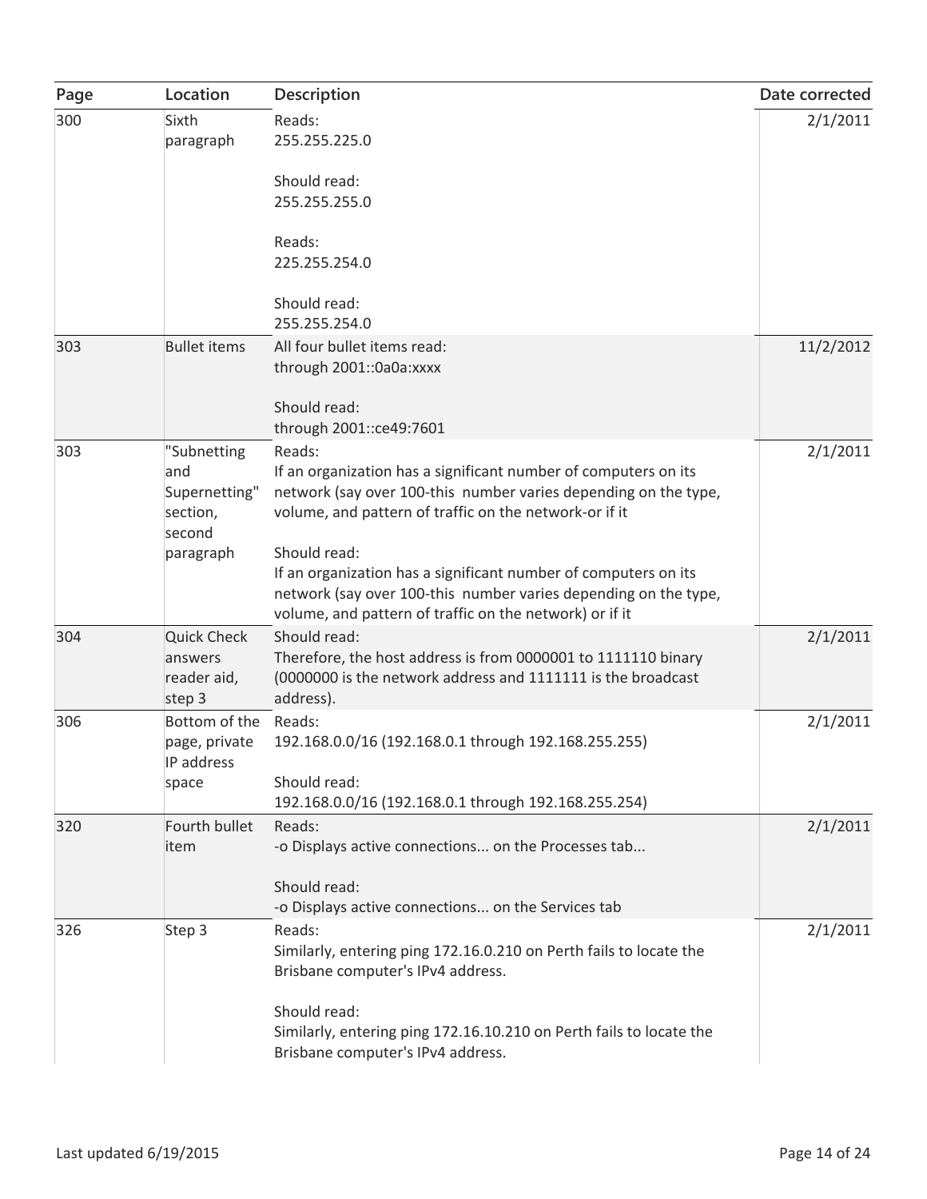| Page | Location | Description | Date corrected |
|---|---|---|---|
| 300 | Sixth paragraph | Reads:<br>255.255.225.0<br><br>Should read:<br>255.255.255.0<br><br>Reads:<br>225.255.254.0<br><br>Should read:<br>255.255.254.0 | 2/1/2011 |
| 303 | Bullet items | All four bullet items read:<br>through 2001::0a0a:xxxx<br><br>Should read:<br>through 2001::ce49:7601 | 11/2/2012 |
| 303 | "Subnetting and Supernetting" section, second paragraph | Reads:<br>If an organization has a significant number of computers on its network (say over 100-this number varies depending on the type, volume, and pattern of traffic on the network-or if it<br><br>Should read:<br>If an organization has a significant number of computers on its network (say over 100-this number varies depending on the type, volume, and pattern of traffic on the network) or if it | 2/1/2011 |
| 304 | Quick Check answers reader aid, step 3 | Should read:<br>Therefore, the host address is from 0000001 to 1111110 binary (0000000 is the network address and 1111111 is the broadcast address). | 2/1/2011 |
| 306 | Bottom of the page, private IP address space | Reads:<br>192.168.0.0/16 (192.168.0.1 through 192.168.255.255)<br><br>Should read:<br>192.168.0.0/16 (192.168.0.1 through 192.168.255.254) | 2/1/2011 |
| 320 | Fourth bullet item | Reads:<br>-o Displays active connections... on the Processes tab...<br><br>Should read:<br>-o Displays active connections... on the Services tab | 2/1/2011 |
| 326 | Step 3 | Reads:<br>Similarly, entering ping 172.16.0.210 on Perth fails to locate the Brisbane computer's IPv4 address.<br><br>Should read:<br>Similarly, entering ping 172.16.10.210 on Perth fails to locate the Brisbane computer's IPv4 address. | 2/1/2011 |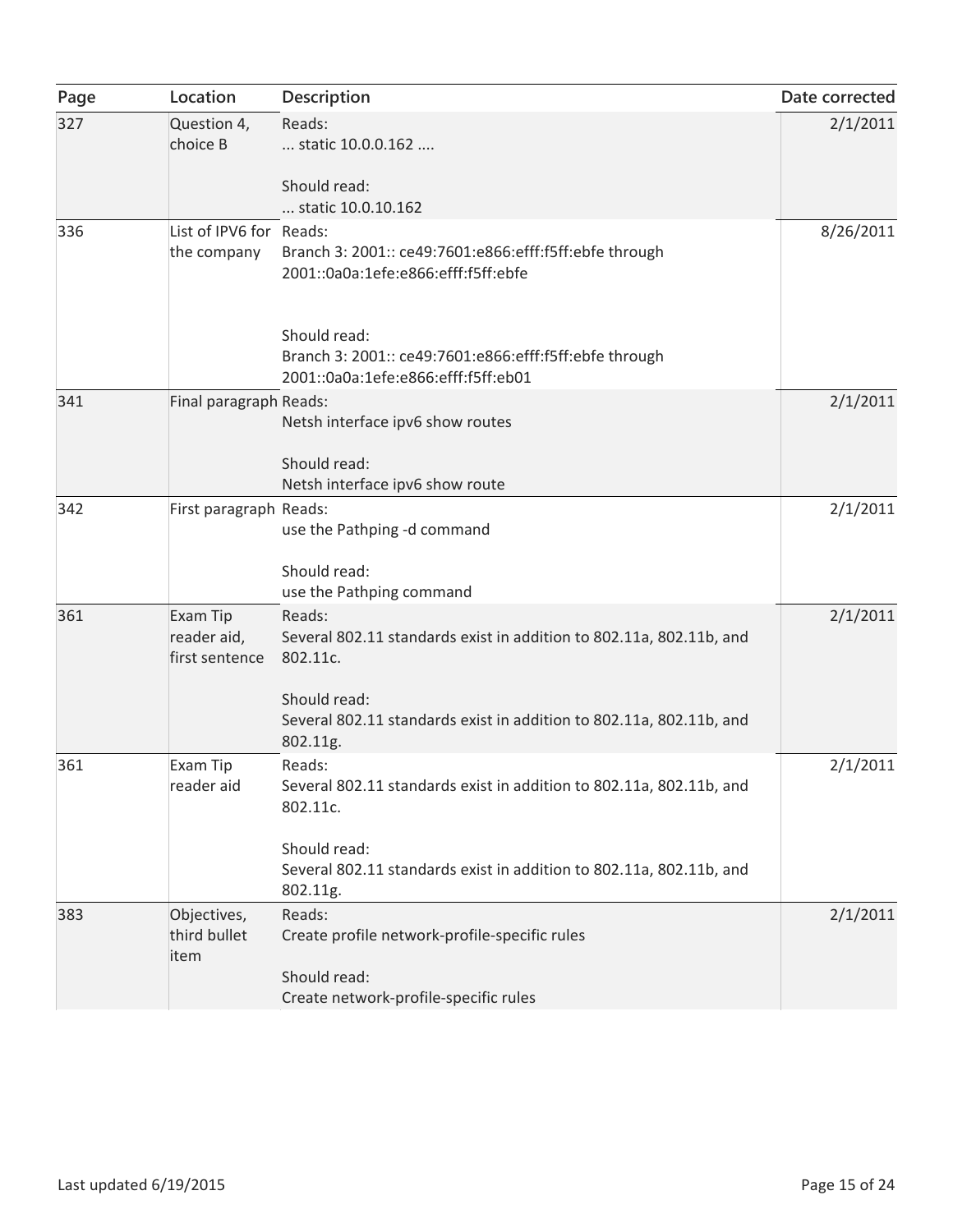| Page | Location | Description | Date corrected |
| --- | --- | --- | --- |
| 327 | Question 4, choice B | Reads:<br>... static 10.0.0.162 ....<br><br>Should read:<br>... static 10.0.10.162 | 2/1/2011 |
| 336 | List of IPV6 for the company | Reads:<br>Branch 3: 2001:: ce49:7601:e866:efff:f5ff:ebfe through 2001::0a0a:1efe:e866:efff:f5ff:ebfe<br><br>Should read:<br>Branch 3: 2001:: ce49:7601:e866:efff:f5ff:ebfe through 2001::0a0a:1efe:e866:efff:f5ff:eb01 | 8/26/2011 |
| 341 | Final paragraph | Reads:<br>Netsh interface ipv6 show routes<br><br>Should read:<br>Netsh interface ipv6 show route | 2/1/2011 |
| 342 | First paragraph | Reads:<br>use the Pathping -d command<br><br>Should read:<br>use the Pathping command | 2/1/2011 |
| 361 | Exam Tip reader aid, first sentence | Reads:<br>Several 802.11 standards exist in addition to 802.11a, 802.11b, and 802.11c.<br><br>Should read:<br>Several 802.11 standards exist in addition to 802.11a, 802.11b, and 802.11g. | 2/1/2011 |
| 361 | Exam Tip reader aid | Reads:<br>Several 802.11 standards exist in addition to 802.11a, 802.11b, and 802.11c.<br><br>Should read:<br>Several 802.11 standards exist in addition to 802.11a, 802.11b, and 802.11g. | 2/1/2011 |
| 383 | Objectives, third bullet item | Reads:<br>Create profile network-profile-specific rules<br><br>Should read:<br>Create network-profile-specific rules | 2/1/2011 |

Last updated 6/19/2015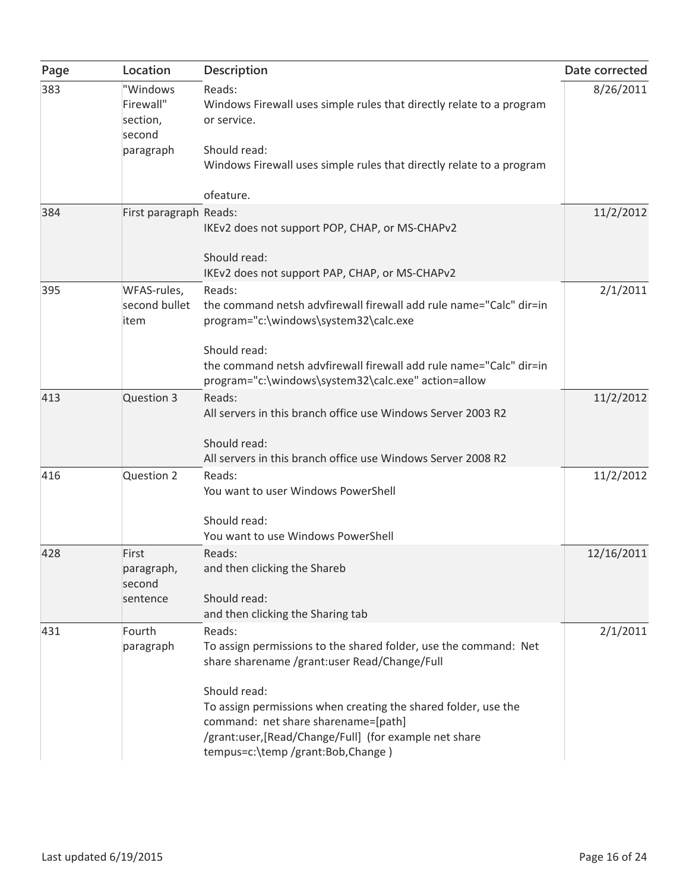| Page | Location | Description | Date corrected |
| --- | --- | --- | --- |
| 383 | "Windows Firewall" section, second paragraph | Reads:<br>Windows Firewall uses simple rules that directly relate to a program or service.<br><br>Should read:<br>Windows Firewall uses simple rules that directly relate to a program<br><br>ofeature. | 8/26/2011 |
| 384 | First paragraph | Reads:<br>IKEv2 does not support POP, CHAP, or MS-CHAPv2<br><br>Should read:<br>IKEv2 does not support PAP, CHAP, or MS-CHAPv2 | 11/2/2012 |
| 395 | WFAS-rules, second bullet item | Reads:<br>the command netsh advfirewall firewall add rule name="Calc" dir=in program="c:\windows\system32\calc.exe<br><br>Should read:<br>the command netsh advfirewall firewall add rule name="Calc" dir=in program="c:\windows\system32\calc.exe" action=allow | 2/1/2011 |
| 413 | Question 3 | Reads:<br>All servers in this branch office use Windows Server 2003 R2<br><br>Should read:<br>All servers in this branch office use Windows Server 2008 R2 | 11/2/2012 |
| 416 | Question 2 | Reads:<br>You want to user Windows PowerShell<br><br>Should read:<br>You want to use Windows PowerShell | 11/2/2012 |
| 428 | First paragraph, second sentence | Reads:<br>and then clicking the Shareb<br><br>Should read:<br>and then clicking the Sharing tab | 12/16/2011 |
| 431 | Fourth paragraph | Reads:<br>To assign permissions to the shared folder, use the command: Net share sharename /grant:user Read/Change/Full<br><br>Should read:<br>To assign permissions when creating the shared folder, use the command: net share sharename=[path] /grant:user,[Read/Change/Full] (for example net share tempus=c:\temp /grant:Bob,Change ) | 2/1/2011 |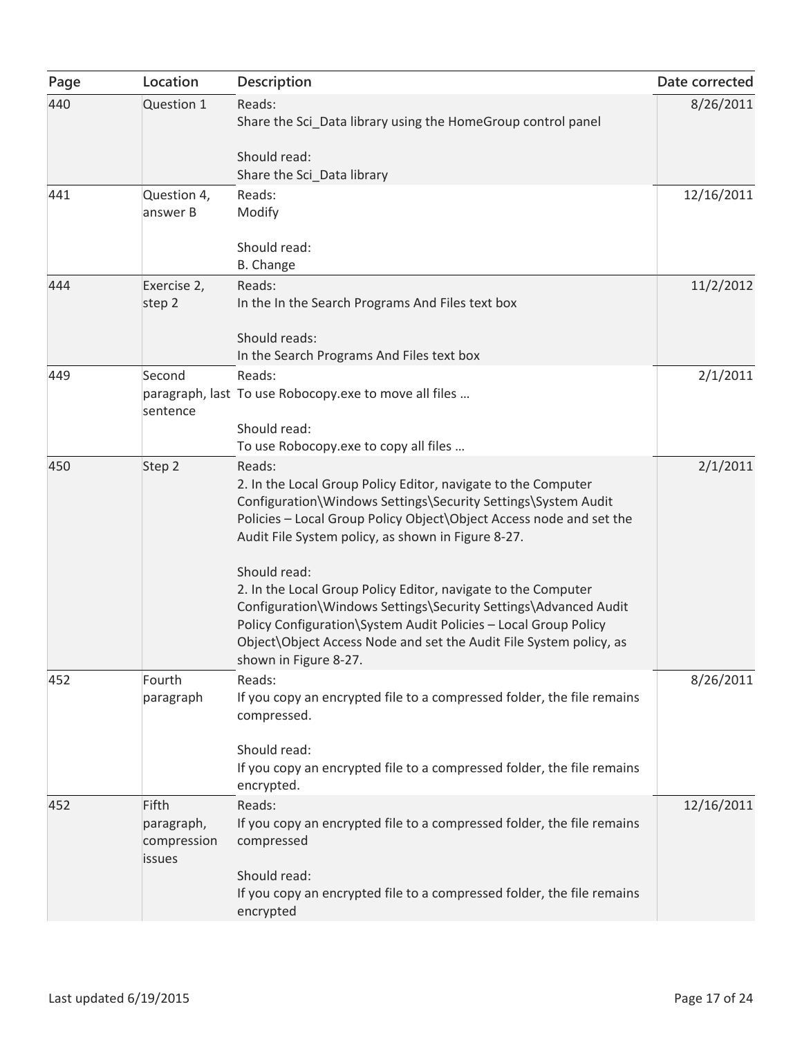| Page | Location | Description | Date corrected |
|---|---|---|---|
| 440 | Question 1 | Reads:<br>Share the Sci_Data library using the HomeGroup control panel<br><br>Should read:<br>Share the Sci_Data library | 8/26/2011 |
| 441 | Question 4, answer B | Reads:<br>Modify<br><br>Should read:<br>B. Change | 12/16/2011 |
| 444 | Exercise 2, step 2 | Reads:<br>In the In the Search Programs And Files text box<br><br>Should reads:<br>In the Search Programs And Files text box | 11/2/2012 |
| 449 | Second paragraph, last sentence | Reads:<br>To use Robocopy.exe to move all files …<br><br>Should read:<br>To use Robocopy.exe to copy all files … | 2/1/2011 |
| 450 | Step 2 | Reads:<br>2. In the Local Group Policy Editor, navigate to the Computer Configuration\Windows Settings\Security Settings\System Audit Policies – Local Group Policy Object\Object Access node and set the Audit File System policy, as shown in Figure 8-27.<br><br>Should read:<br>2. In the Local Group Policy Editor, navigate to the Computer Configuration\Windows Settings\Security Settings\Advanced Audit Policy Configuration\System Audit Policies – Local Group Policy Object\Object Access Node and set the Audit File System policy, as shown in Figure 8-27. | 2/1/2011 |
| 452 | Fourth paragraph | Reads:<br>If you copy an encrypted file to a compressed folder, the file remains compressed.<br><br>Should read:<br>If you copy an encrypted file to a compressed folder, the file remains encrypted. | 8/26/2011 |
| 452 | Fifth paragraph, compression issues | Reads:<br>If you copy an encrypted file to a compressed folder, the file remains compressed<br><br>Should read:<br>If you copy an encrypted file to a compressed folder, the file remains encrypted | 12/16/2011 |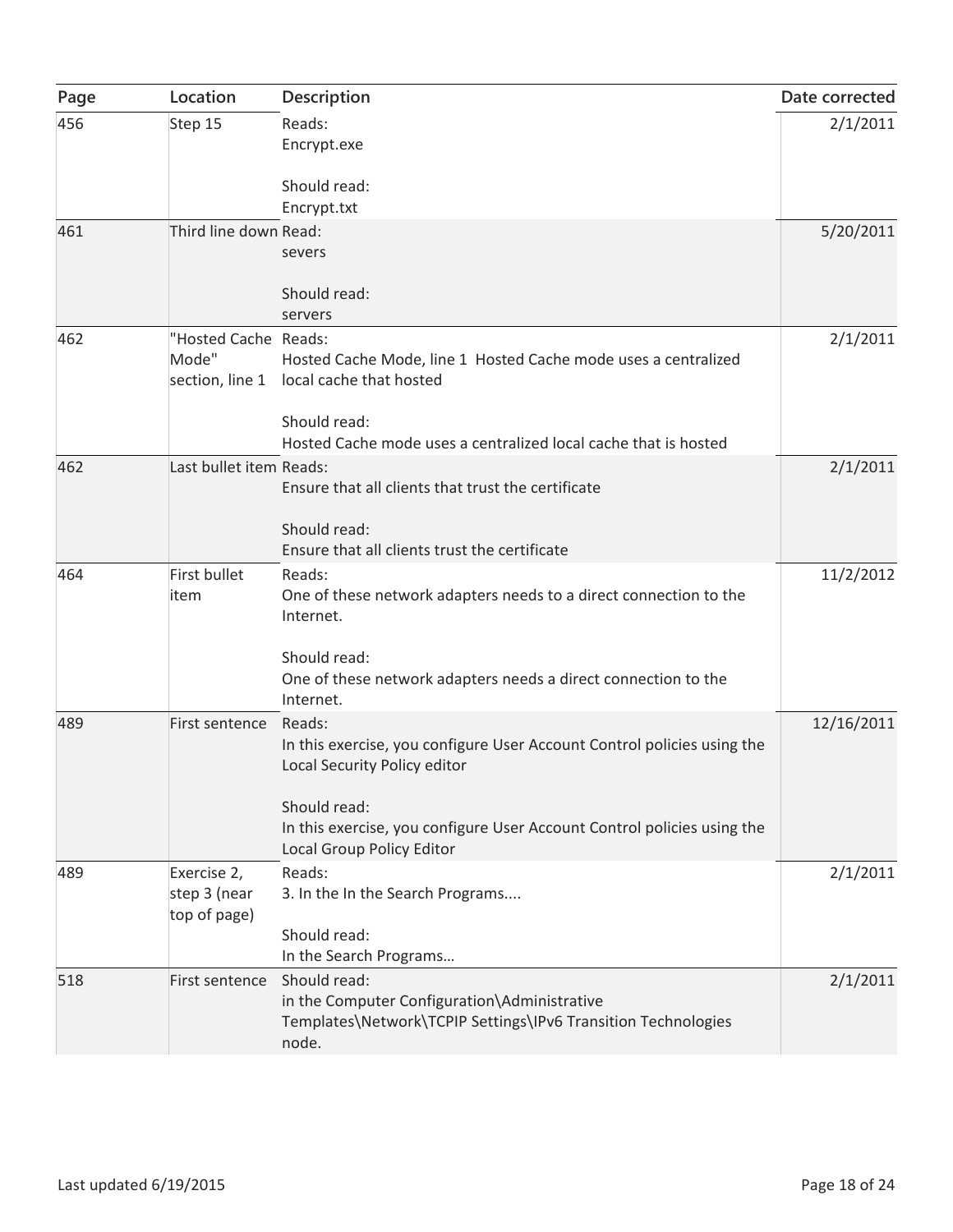| Page | Location | Description | Date corrected |
| --- | --- | --- | --- |
| 456 | Step 15 | Reads:<br>Encrypt.exe<br><br>Should read:<br>Encrypt.txt | 2/1/2011 |
| 461 | Third line down | Read:<br>severs<br><br>Should read:<br>servers | 5/20/2011 |
| 462 | "Hosted Cache Mode" section, line 1 | Reads:<br>Hosted Cache Mode, line 1  Hosted Cache mode uses a centralized local cache that hosted<br><br>Should read:<br>Hosted Cache mode uses a centralized local cache that is hosted | 2/1/2011 |
| 462 | Last bullet item | Reads:<br>Ensure that all clients that trust the certificate<br><br>Should read:<br>Ensure that all clients trust the certificate | 2/1/2011 |
| 464 | First bullet item | Reads:<br>One of these network adapters needs to a direct connection to the Internet.<br><br>Should read:<br>One of these network adapters needs a direct connection to the Internet. | 11/2/2012 |
| 489 | First sentence | Reads:<br>In this exercise, you configure User Account Control policies using the Local Security Policy editor<br><br>Should read:<br>In this exercise, you configure User Account Control policies using the Local Group Policy Editor | 12/16/2011 |
| 489 | Exercise 2, step 3 (near top of page) | Reads:<br>3. In the In the Search Programs....<br><br>Should read:<br>In the Search Programs… | 2/1/2011 |
| 518 | First sentence | Should read:<br>in the Computer Configuration\Administrative Templates\Network\TCPIP Settings\IPv6 Transition Technologies node. | 2/1/2011 |

Last updated 6/19/2015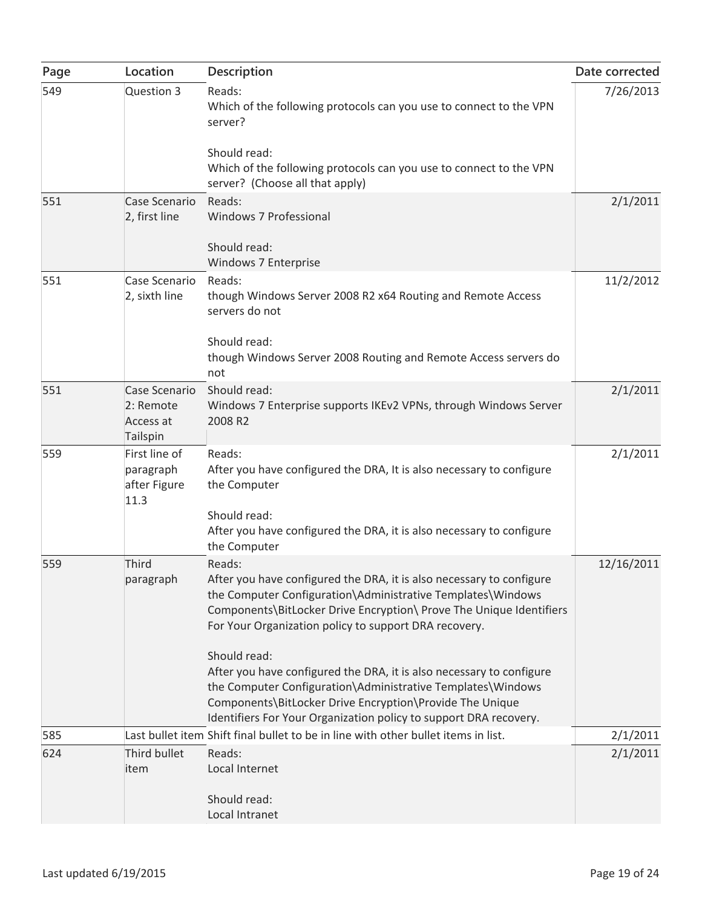| Page | Location | Description | Date corrected |
| --- | --- | --- | --- |
| 549 | Question 3 | Reads:<br>Which of the following protocols can you use to connect to the VPN server?<br><br>Should read:<br>Which of the following protocols can you use to connect to the VPN server? (Choose all that apply) | 7/26/2013 |
| 551 | Case Scenario 2, first line | Reads:<br>Windows 7 Professional<br><br>Should read:<br>Windows 7 Enterprise | 2/1/2011 |
| 551 | Case Scenario 2, sixth line | Reads:<br>though Windows Server 2008 R2 x64 Routing and Remote Access servers do not<br><br>Should read:<br>though Windows Server 2008 Routing and Remote Access servers do not | 11/2/2012 |
| 551 | Case Scenario 2: Remote Access at Tailspin | Should read:<br>Windows 7 Enterprise supports IKEv2 VPNs, through Windows Server 2008 R2 | 2/1/2011 |
| 559 | First line of paragraph after Figure 11.3 | Reads:<br>After you have configured the DRA, It is also necessary to configure the Computer<br><br>Should read:<br>After you have configured the DRA, it is also necessary to configure the Computer | 2/1/2011 |
| 559 | Third paragraph | Reads:<br>After you have configured the DRA, it is also necessary to configure the Computer Configuration\Administrative Templates\Windows Components\BitLocker Drive Encryption\ Prove The Unique Identifiers For Your Organization policy to support DRA recovery.<br><br>Should read:<br>After you have configured the DRA, it is also necessary to configure the Computer Configuration\Administrative Templates\Windows Components\BitLocker Drive Encryption\Provide The Unique Identifiers For Your Organization policy to support DRA recovery. | 12/16/2011 |
| 585 | Last bullet item | Shift final bullet to be in line with other bullet items in list. | 2/1/2011 |
| 624 | Third bullet item | Reads:<br>Local Internet<br><br>Should read:<br>Local Intranet | 2/1/2011 |

Last updated 6/19/2015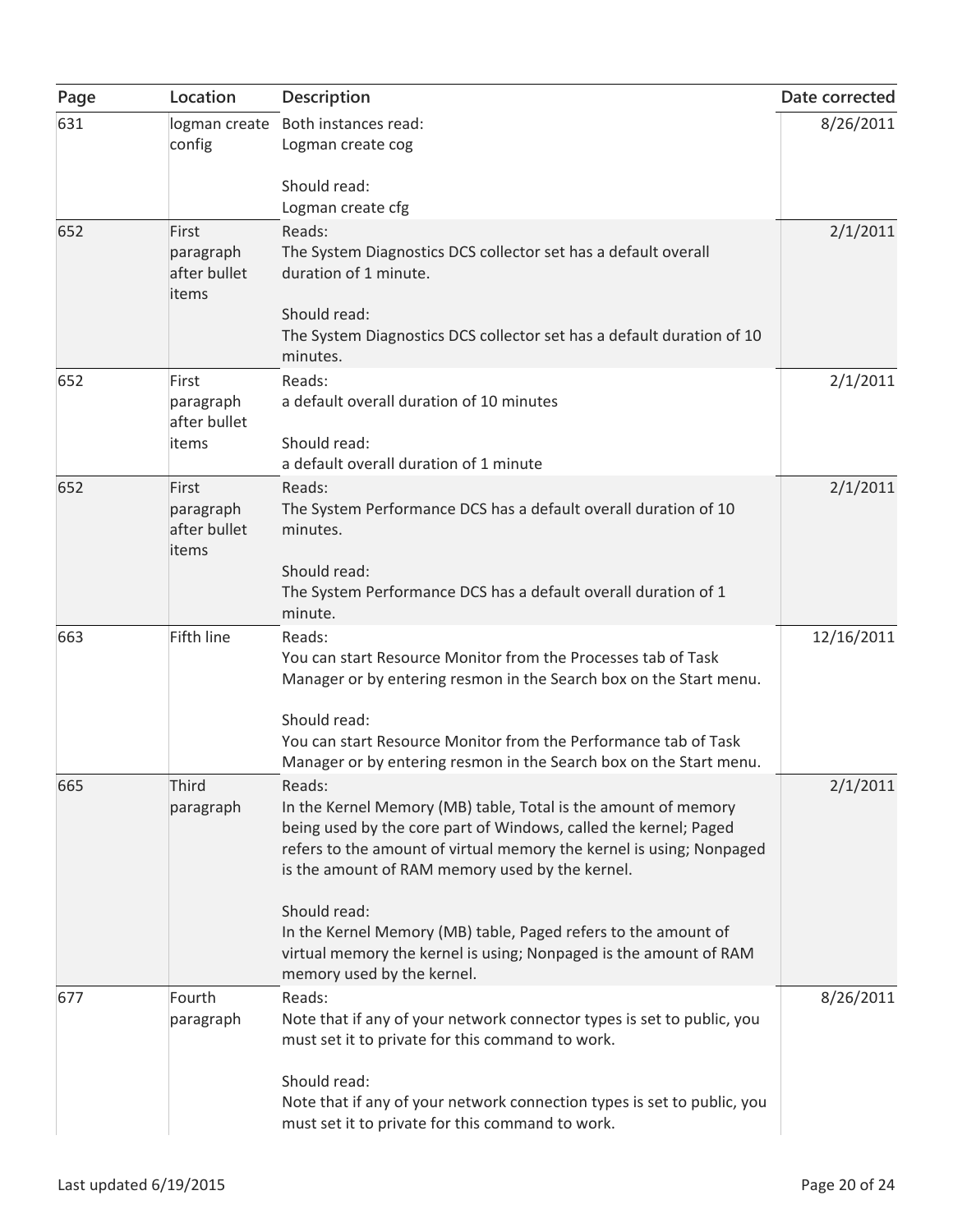| Page | Location | Description | Date corrected |
|---|---|---|---|
| 631 | logman create config | Both instances read:<br>Logman create cog<br><br>Should read:<br>Logman create cfg | 8/26/2011 |
| 652 | First paragraph after bullet items | Reads:<br>The System Diagnostics DCS collector set has a default overall duration of 1 minute.<br><br>Should read:<br>The System Diagnostics DCS collector set has a default duration of 10 minutes. | 2/1/2011 |
| 652 | First paragraph after bullet items | Reads:<br>a default overall duration of 10 minutes<br><br>Should read:<br>a default overall duration of 1 minute | 2/1/2011 |
| 652 | First paragraph after bullet items | Reads:<br>The System Performance DCS has a default overall duration of 10 minutes.<br><br>Should read:<br>The System Performance DCS has a default overall duration of 1 minute. | 2/1/2011 |
| 663 | Fifth line | Reads:<br>You can start Resource Monitor from the Processes tab of Task Manager or by entering resmon in the Search box on the Start menu.<br><br>Should read:<br>You can start Resource Monitor from the Performance tab of Task Manager or by entering resmon in the Search box on the Start menu. | 12/16/2011 |
| 665 | Third paragraph | Reads:<br>In the Kernel Memory (MB) table, Total is the amount of memory being used by the core part of Windows, called the kernel; Paged refers to the amount of virtual memory the kernel is using; Nonpaged is the amount of RAM memory used by the kernel.<br><br>Should read:<br>In the Kernel Memory (MB) table, Paged refers to the amount of virtual memory the kernel is using; Nonpaged is the amount of RAM memory used by the kernel. | 2/1/2011 |
| 677 | Fourth paragraph | Reads:<br>Note that if any of your network connector types is set to public, you must set it to private for this command to work.<br><br>Should read:<br>Note that if any of your network connection types is set to public, you must set it to private for this command to work. | 8/26/2011 |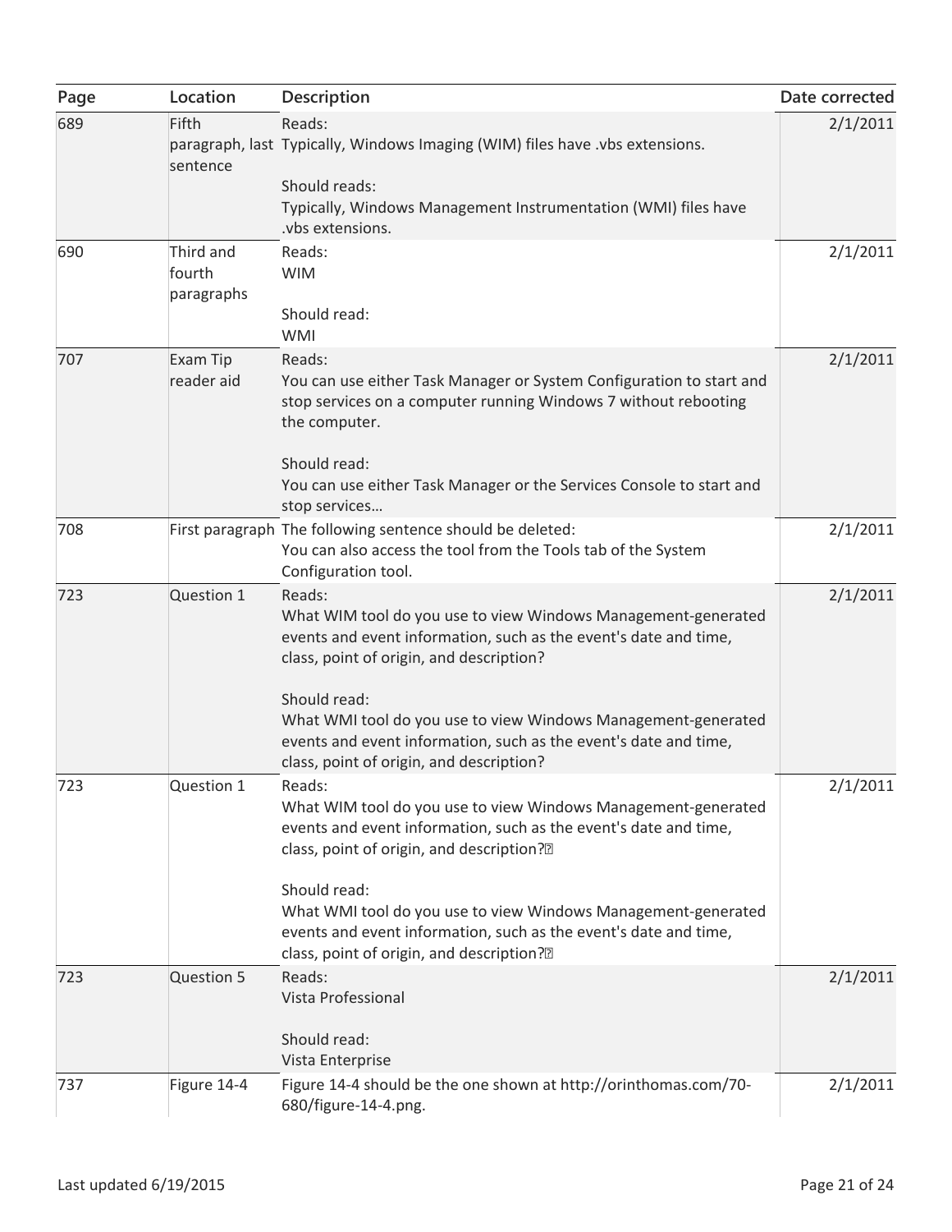| Page | Location | Description | Date corrected |
|---|---|---|---|
| 689 | Fifth paragraph, last sentence | Reads:<br>Typically, Windows Imaging (WIM) files have .vbs extensions.<br><br>Should reads:<br>Typically, Windows Management Instrumentation (WMI) files have .vbs extensions. | 2/1/2011 |
| 690 | Third and fourth paragraphs | Reads:<br>WIM<br><br>Should read:<br>WMI | 2/1/2011 |
| 707 | Exam Tip reader aid | Reads:<br>You can use either Task Manager or System Configuration to start and stop services on a computer running Windows 7 without rebooting the computer.<br><br>Should read:<br>You can use either Task Manager or the Services Console to start and stop services… | 2/1/2011 |
| 708 | First paragraph | The following sentence should be deleted:<br>You can also access the tool from the Tools tab of the System Configuration tool. | 2/1/2011 |
| 723 | Question 1 | Reads:<br>What WIM tool do you use to view Windows Management-generated events and event information, such as the event's date and time, class, point of origin, and description?<br><br>Should read:<br>What WMI tool do you use to view Windows Management-generated events and event information, such as the event's date and time, class, point of origin, and description? | 2/1/2011 |
| 723 | Question 1 | Reads:<br>What WIM tool do you use to view Windows Management-generated events and event information, such as the event's date and time, class, point of origin, and description?<br><br>Should read:<br>What WMI tool do you use to view Windows Management-generated events and event information, such as the event's date and time, class, point of origin, and description? | 2/1/2011 |
| 723 | Question 5 | Reads:<br>Vista Professional<br><br>Should read:<br>Vista Enterprise | 2/1/2011 |
| 737 | Figure 14-4 | Figure 14-4 should be the one shown at http://orinthomas.com/70-680/figure-14-4.png. | 2/1/2011 |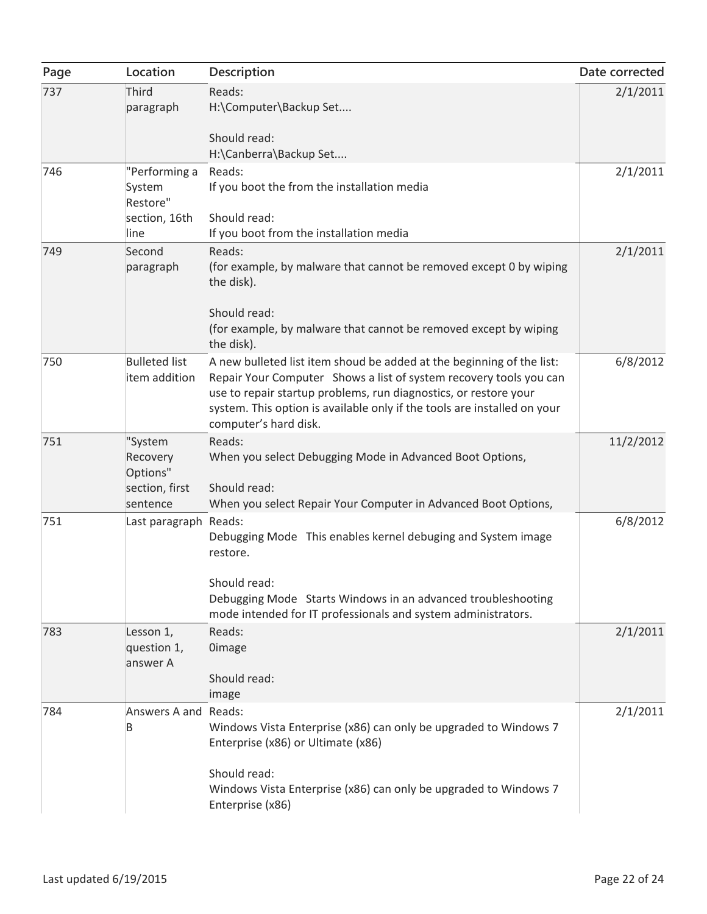| Page | Location | Description | Date corrected |
|---|---|---|---|
| 737 | Third paragraph | Reads:<br>H:\Computer\Backup Set....<br><br>Should read:<br>H:\Canberra\Backup Set.... | 2/1/2011 |
| 746 | "Performing a System Restore" section, 16th line | Reads:<br>If you boot the from the installation media<br><br>Should read:<br>If you boot from the installation media | 2/1/2011 |
| 749 | Second paragraph | Reads:<br>(for example, by malware that cannot be removed except 0 by wiping the disk).<br><br>Should read:<br>(for example, by malware that cannot be removed except by wiping the disk). | 2/1/2011 |
| 750 | Bulleted list item addition | A new bulleted list item shoud be added at the beginning of the list:<br>Repair Your Computer Shows a list of system recovery tools you can use to repair startup problems, run diagnostics, or restore your system. This option is available only if the tools are installed on your computer's hard disk. | 6/8/2012 |
| 751 | "System Recovery Options" section, first sentence | Reads:<br>When you select Debugging Mode in Advanced Boot Options,<br><br>Should read:<br>When you select Repair Your Computer in Advanced Boot Options, | 11/2/2012 |
| 751 | Last paragraph | Reads:<br>Debugging Mode This enables kernel debuging and System image restore.<br><br>Should read:<br>Debugging Mode Starts Windows in an advanced troubleshooting mode intended for IT professionals and system administrators. | 6/8/2012 |
| 783 | Lesson 1, question 1, answer A | Reads:<br>0image<br><br>Should read:<br>image | 2/1/2011 |
| 784 | Answers A and B | Reads:<br>Windows Vista Enterprise (x86) can only be upgraded to Windows 7 Enterprise (x86) or Ultimate (x86)<br><br>Should read:<br>Windows Vista Enterprise (x86) can only be upgraded to Windows 7 Enterprise (x86) | 2/1/2011 |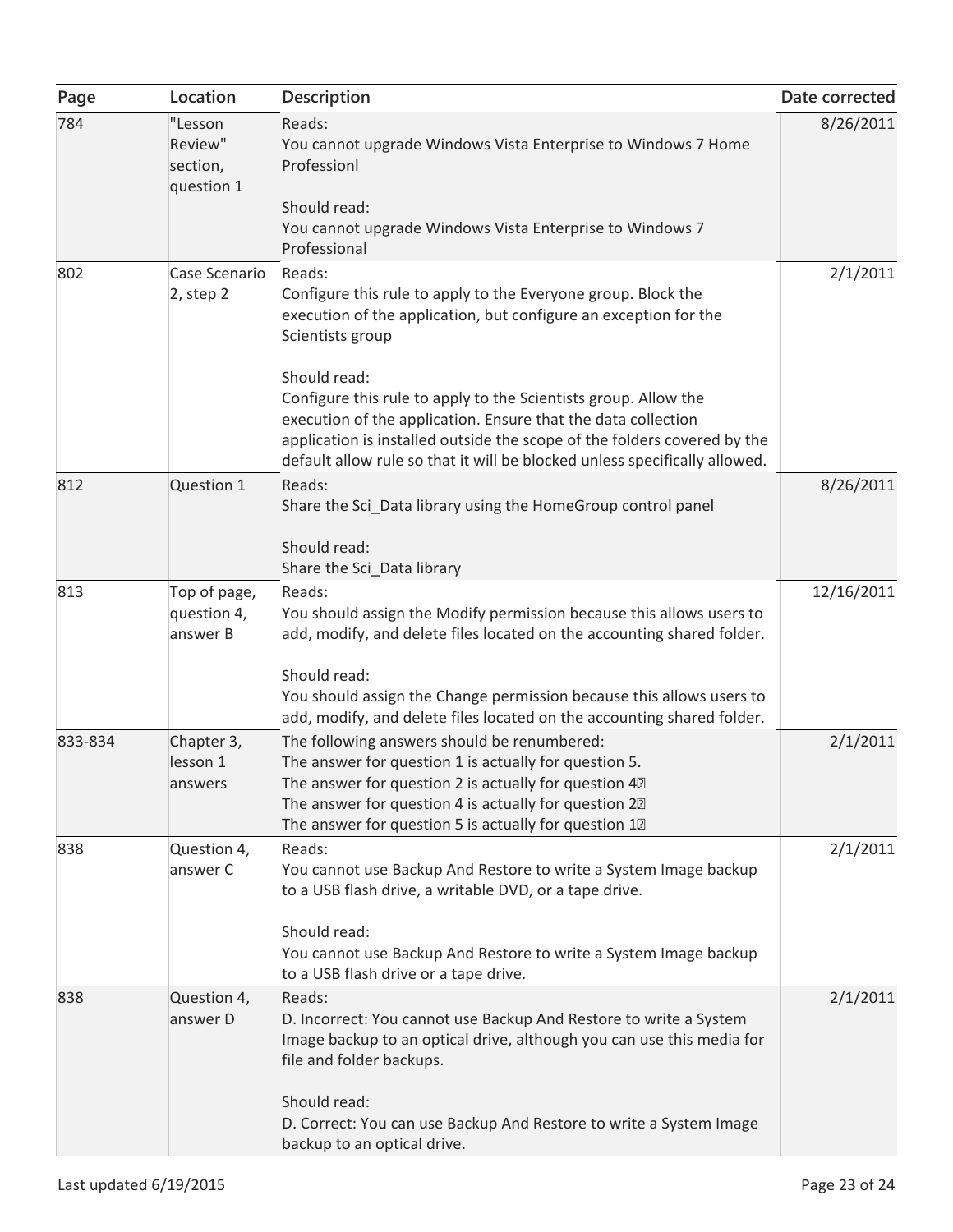| Page | Location | Description | Date corrected |
|---|---|---|---|
| 784 | "Lesson Review" section, question 1 | Reads:<br>You cannot upgrade Windows Vista Enterprise to Windows 7 Home Professionl<br><br>Should read:<br>You cannot upgrade Windows Vista Enterprise to Windows 7 Professional | 8/26/2011 |
| 802 | Case Scenario 2, step 2 | Reads:<br>Configure this rule to apply to the Everyone group. Block the execution of the application, but configure an exception for the Scientists group<br><br>Should read:<br>Configure this rule to apply to the Scientists group. Allow the execution of the application. Ensure that the data collection application is installed outside the scope of the folders covered by the default allow rule so that it will be blocked unless specifically allowed. | 2/1/2011 |
| 812 | Question 1 | Reads:<br>Share the Sci_Data library using the HomeGroup control panel<br><br>Should read:<br>Share the Sci_Data library | 8/26/2011 |
| 813 | Top of page, question 4, answer B | Reads:<br>You should assign the Modify permission because this allows users to add, modify, and delete files located on the accounting shared folder.<br><br>Should read:<br>You should assign the Change permission because this allows users to add, modify, and delete files located on the accounting shared folder. | 12/16/2011 |
| 833-834 | Chapter 3, lesson 1 answers | The following answers should be renumbered:<br>The answer for question 1 is actually for question 5.<br>The answer for question 2 is actually for question 4<br>The answer for question 4 is actually for question 2<br>The answer for question 5 is actually for question 1 | 2/1/2011 |
| 838 | Question 4, answer C | Reads:<br>You cannot use Backup And Restore to write a System Image backup to a USB flash drive, a writable DVD, or a tape drive.<br><br>Should read:<br>You cannot use Backup And Restore to write a System Image backup to a USB flash drive or a tape drive. | 2/1/2011 |
| 838 | Question 4, answer D | Reads:<br>D. Incorrect: You cannot use Backup And Restore to write a System Image backup to an optical drive, although you can use this media for file and folder backups.<br><br>Should read:<br>D. Correct: You can use Backup And Restore to write a System Image backup to an optical drive. | 2/1/2011 |

Last updated 6/19/2015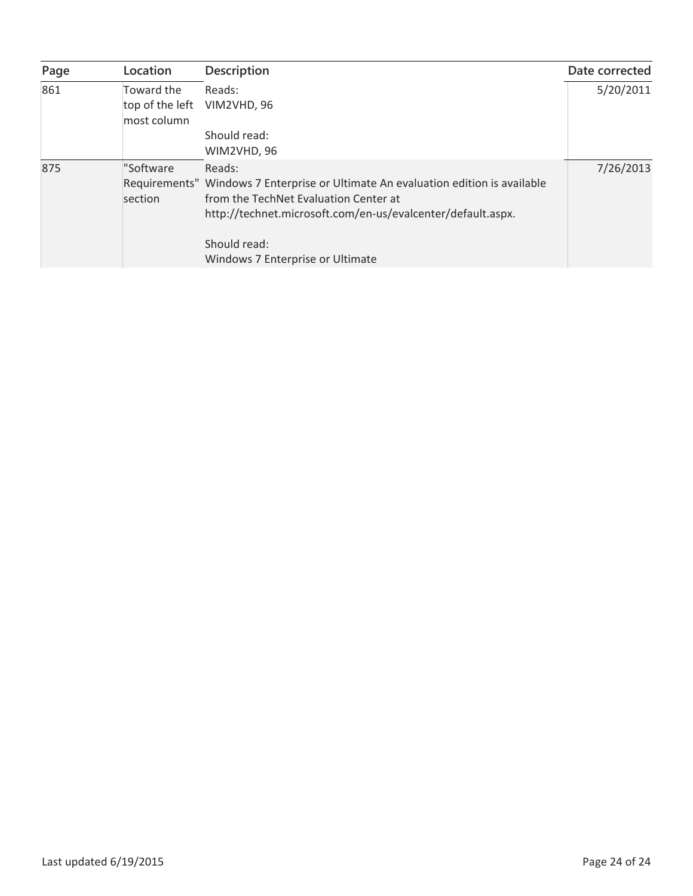| Page | Location | Description | Date corrected |
|---|---|---|---|
| 861 | Toward the top of the left most column | Reads:<br>VIM2VHD, 96<br><br>Should read:<br>WIM2VHD, 96 | 5/20/2011 |
| 875 | "Software Requirements" section | Reads:<br>Windows 7 Enterprise or Ultimate An evaluation edition is available from the TechNet Evaluation Center at http://technet.microsoft.com/en-us/evalcenter/default.aspx.<br><br>Should read:<br>Windows 7 Enterprise or Ultimate | 7/26/2013 |

Last updated 6/19/2015